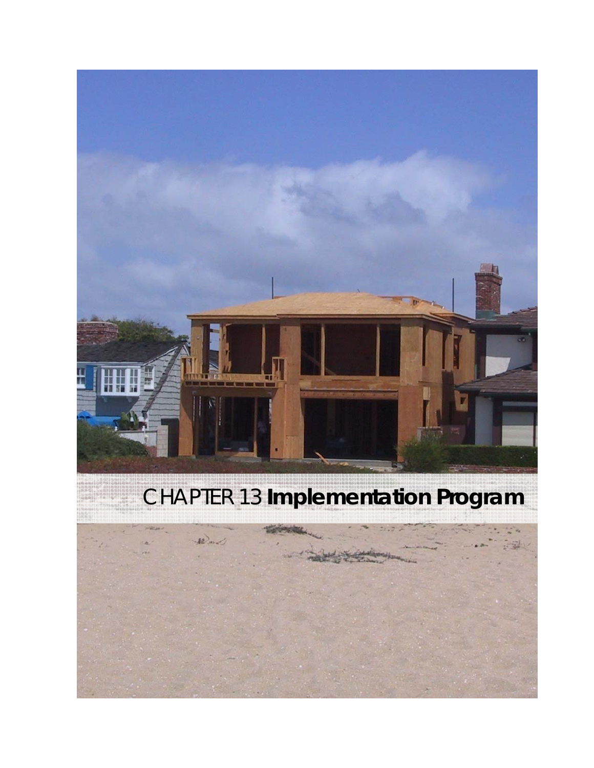# CHAPTER 13 **Implementation Program**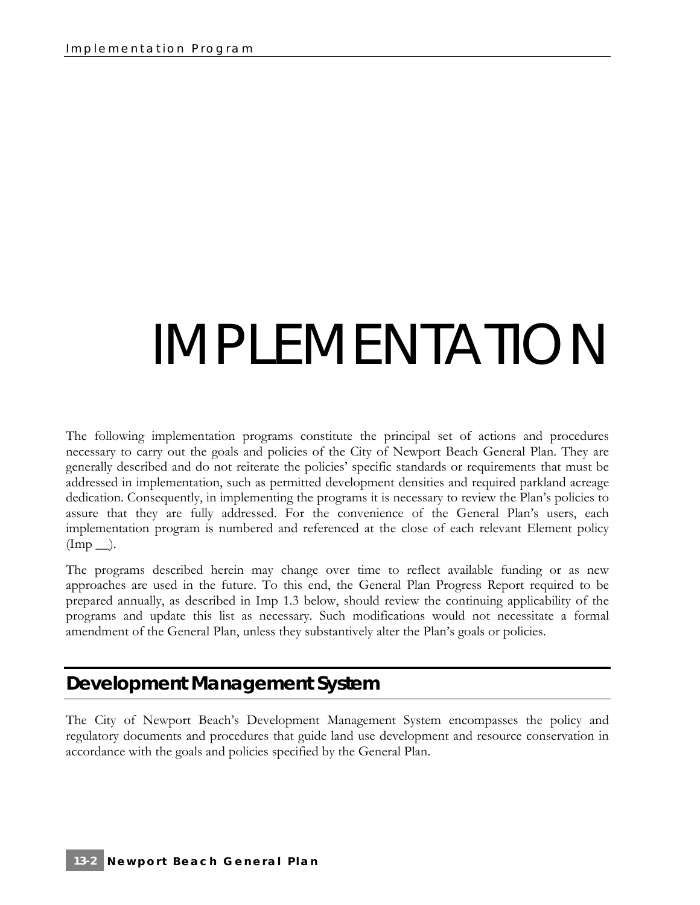# IMPLEMENTATION

The following implementation programs constitute the principal set of actions and procedures necessary to carry out the goals and policies of the City of Newport Beach General Plan. They are generally described and do not reiterate the policies' specific standards or requirements that must be addressed in implementation, such as permitted development densities and required parkland acreage dedication. Consequently, in implementing the programs it is necessary to review the Plan's policies to assure that they are fully addressed. For the convenience of the General Plan's users, each implementation program is numbered and referenced at the close of each relevant Element policy (Imp __).

The programs described herein may change over time to reflect available funding or as new approaches are used in the future. To this end, the General Plan Progress Report required to be prepared annually, as described in Imp 1.3 below, should review the continuing applicability of the programs and update this list as necessary. Such modifications would not necessitate a formal amendment of the General Plan, unless they substantively alter the Plan's goals or policies.

## Development Management System

The City of Newport Beach's Development Management System encompasses the policy and regulatory documents and procedures that guide land use development and resource conservation in accordance with the goals and policies specified by the General Plan.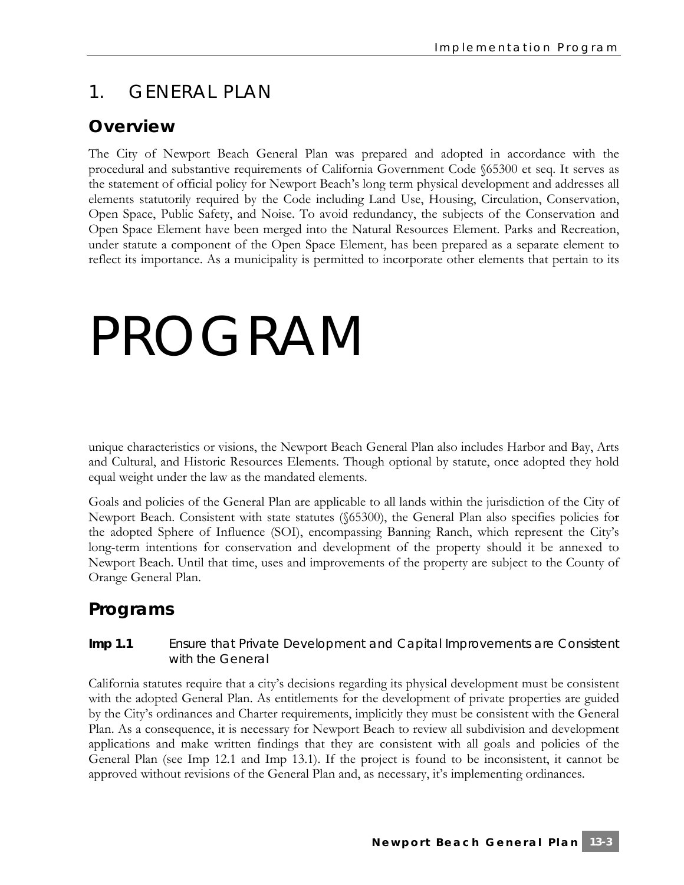# 1. GENERAL PLAN

## Overview

The City of Newport Beach General Plan was prepared and adopted in accordance with the procedural and substantive requirements of California Government Code §65300 et seq. It serves as the statement of official policy for Newport Beach's long term physical development and addresses all elements statutorily required by the Code including Land Use, Housing, Circulation, Conservation, Open Space, Public Safety, and Noise. To avoid redundancy, the subjects of the Conservation and Open Space Element have been merged into the Natural Resources Element. Parks and Recreation, under statute a component of the Open Space Element, has been prepared as a separate element to reflect its importance. As a municipality is permitted to incorporate other elements that pertain to its

PROGRAM

unique characteristics or visions, the Newport Beach General Plan also includes Harbor and Bay, Arts and Cultural, and Historic Resources Elements. Though optional by statute, once adopted they hold equal weight under the law as the mandated elements.

Goals and policies of the General Plan are applicable to all lands within the jurisdiction of the City of Newport Beach. Consistent with state statutes (§65300), the General Plan also specifies policies for the adopted Sphere of Influence (SOI), encompassing Banning Ranch, which represent the City's long-term intentions for conservation and development of the property should it be annexed to Newport Beach. Until that time, uses and improvements of the property are subject to the County of Orange General Plan.

## Programs

**Imp 1.1** Ensure that Private Development and Capital Improvements are Consistent with the General

California statutes require that a city's decisions regarding its physical development must be consistent with the adopted General Plan. As entitlements for the development of private properties are guided by the City's ordinances and Charter requirements, implicitly they must be consistent with the General Plan. As a consequence, it is necessary for Newport Beach to review all subdivision and development applications and make written findings that they are consistent with all goals and policies of the General Plan (see Imp 12.1 and Imp 13.1). If the project is found to be inconsistent, it cannot be approved without revisions of the General Plan and, as necessary, it's implementing ordinances.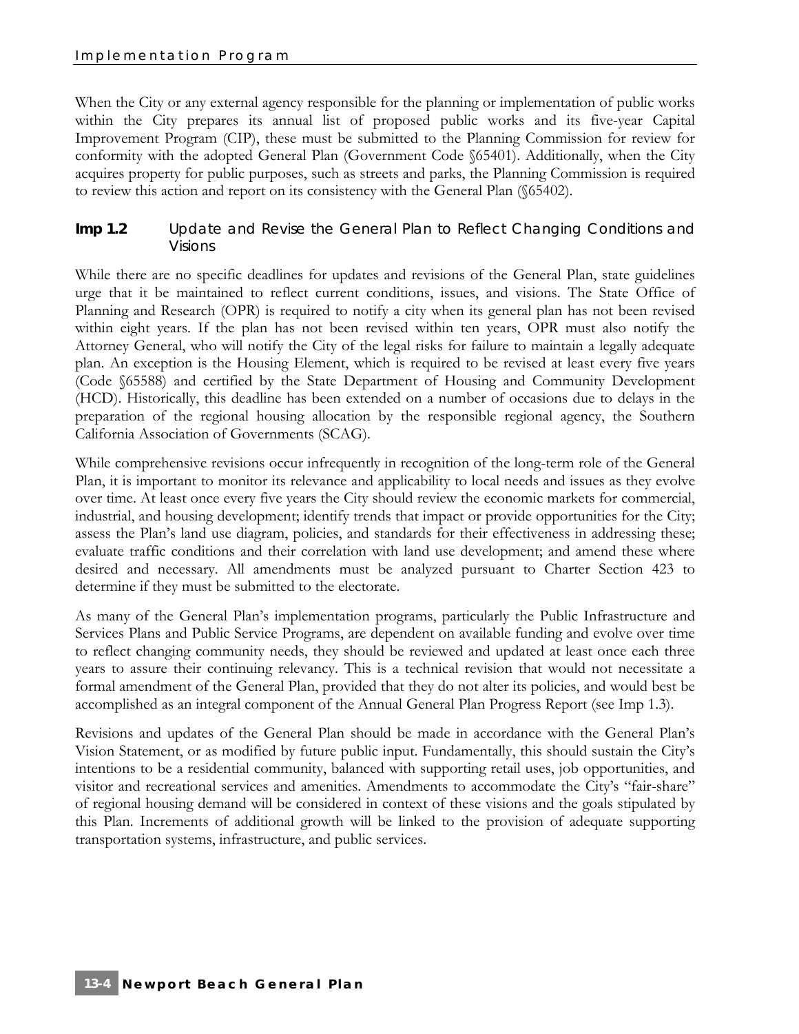When the City or any external agency responsible for the planning or implementation of public works within the City prepares its annual list of proposed public works and its five-year Capital Improvement Program (CIP), these must be submitted to the Planning Commission for review for conformity with the adopted General Plan (Government Code §65401). Additionally, when the City acquires property for public purposes, such as streets and parks, the Planning Commission is required to review this action and report on its consistency with the General Plan (§65402).

### Imp 1.2 Update and Revise the General Plan to Reflect Changing Conditions and Visions

While there are no specific deadlines for updates and revisions of the General Plan, state guidelines urge that it be maintained to reflect current conditions, issues, and visions. The State Office of Planning and Research (OPR) is required to notify a city when its general plan has not been revised within eight years. If the plan has not been revised within ten years, OPR must also notify the Attorney General, who will notify the City of the legal risks for failure to maintain a legally adequate plan. An exception is the Housing Element, which is required to be revised at least every five years (Code §65588) and certified by the State Department of Housing and Community Development (HCD). Historically, this deadline has been extended on a number of occasions due to delays in the preparation of the regional housing allocation by the responsible regional agency, the Southern California Association of Governments (SCAG).

While comprehensive revisions occur infrequently in recognition of the long-term role of the General Plan, it is important to monitor its relevance and applicability to local needs and issues as they evolve over time. At least once every five years the City should review the economic markets for commercial, industrial, and housing development; identify trends that impact or provide opportunities for the City; assess the Plan's land use diagram, policies, and standards for their effectiveness in addressing these; evaluate traffic conditions and their correlation with land use development; and amend these where desired and necessary. All amendments must be analyzed pursuant to Charter Section 423 to determine if they must be submitted to the electorate.

As many of the General Plan's implementation programs, particularly the Public Infrastructure and Services Plans and Public Service Programs, are dependent on available funding and evolve over time to reflect changing community needs, they should be reviewed and updated at least once each three years to assure their continuing relevancy. This is a technical revision that would not necessitate a formal amendment of the General Plan, provided that they do not alter its policies, and would best be accomplished as an integral component of the Annual General Plan Progress Report (see Imp 1.3).

Revisions and updates of the General Plan should be made in accordance with the General Plan's Vision Statement, or as modified by future public input. Fundamentally, this should sustain the City's intentions to be a residential community, balanced with supporting retail uses, job opportunities, and visitor and recreational services and amenities. Amendments to accommodate the City's "fair-share" of regional housing demand will be considered in context of these visions and the goals stipulated by this Plan. Increments of additional growth will be linked to the provision of adequate supporting transportation systems, infrastructure, and public services.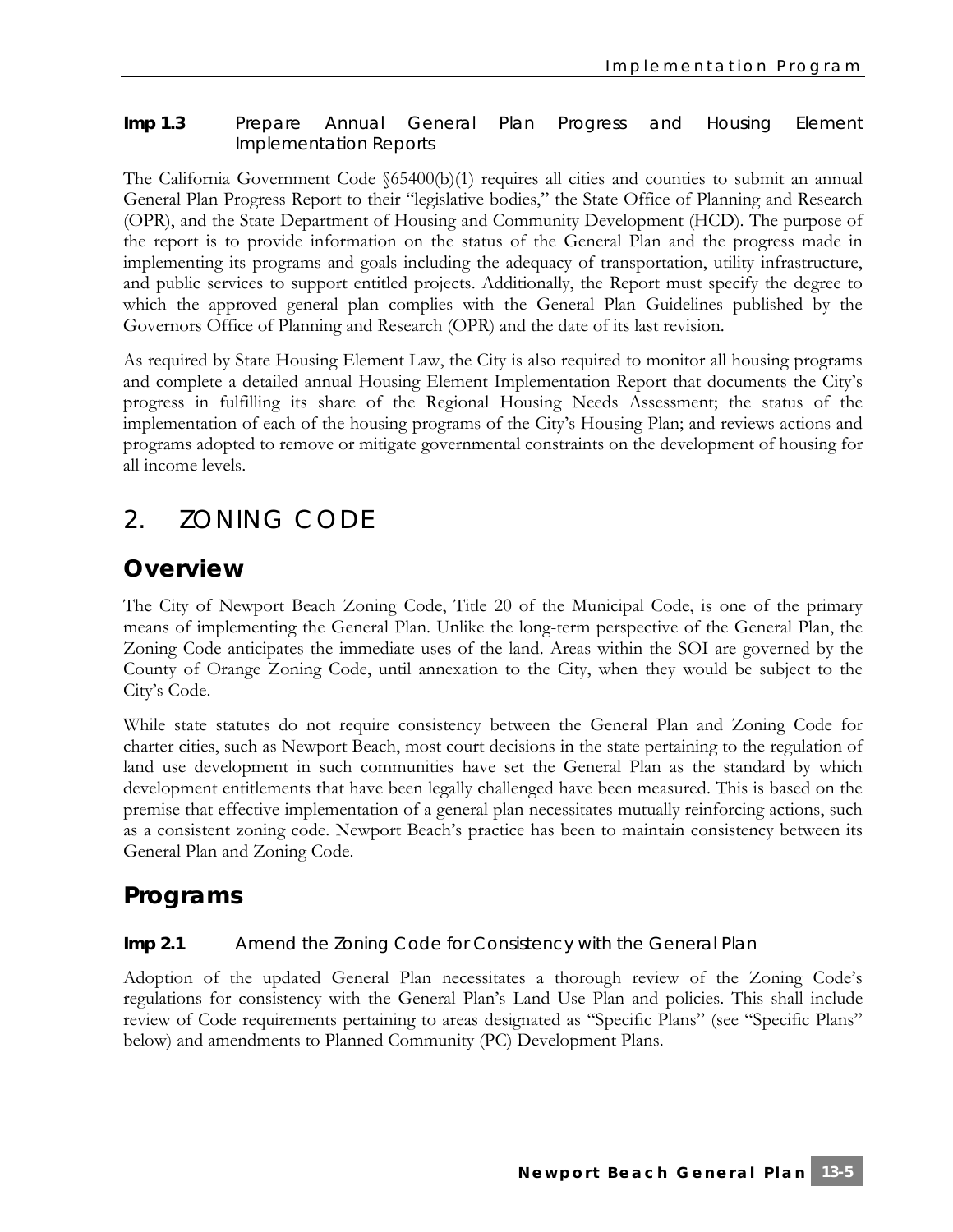**Imp 1.3** Prepare Annual General Plan Progress and Housing Element Implementation Reports

The California Government Code §65400(b)(1) requires all cities and counties to submit an annual General Plan Progress Report to their "legislative bodies," the State Office of Planning and Research (OPR), and the State Department of Housing and Community Development (HCD). The purpose of the report is to provide information on the status of the General Plan and the progress made in implementing its programs and goals including the adequacy of transportation, utility infrastructure, and public services to support entitled projects. Additionally, the Report must specify the degree to which the approved general plan complies with the General Plan Guidelines published by the Governors Office of Planning and Research (OPR) and the date of its last revision.

As required by State Housing Element Law, the City is also required to monitor all housing programs and complete a detailed annual Housing Element Implementation Report that documents the City's progress in fulfilling its share of the Regional Housing Needs Assessment; the status of the implementation of each of the housing programs of the City's Housing Plan; and reviews actions and programs adopted to remove or mitigate governmental constraints on the development of housing for all income levels.

# 2. ZONING CODE

## Overview

The City of Newport Beach Zoning Code, Title 20 of the Municipal Code, is one of the primary means of implementing the General Plan. Unlike the long-term perspective of the General Plan, the Zoning Code anticipates the immediate uses of the land. Areas within the SOI are governed by the County of Orange Zoning Code, until annexation to the City, when they would be subject to the City's Code.

While state statutes do not require consistency between the General Plan and Zoning Code for charter cities, such as Newport Beach, most court decisions in the state pertaining to the regulation of land use development in such communities have set the General Plan as the standard by which development entitlements that have been legally challenged have been measured. This is based on the premise that effective implementation of a general plan necessitates mutually reinforcing actions, such as a consistent zoning code. Newport Beach's practice has been to maintain consistency between its General Plan and Zoning Code.

## Programs

**Imp 2.1** Amend the Zoning Code for Consistency with the General Plan

Adoption of the updated General Plan necessitates a thorough review of the Zoning Code's regulations for consistency with the General Plan's Land Use Plan and policies. This shall include review of Code requirements pertaining to areas designated as "Specific Plans" (see "Specific Plans" below) and amendments to Planned Community (PC) Development Plans.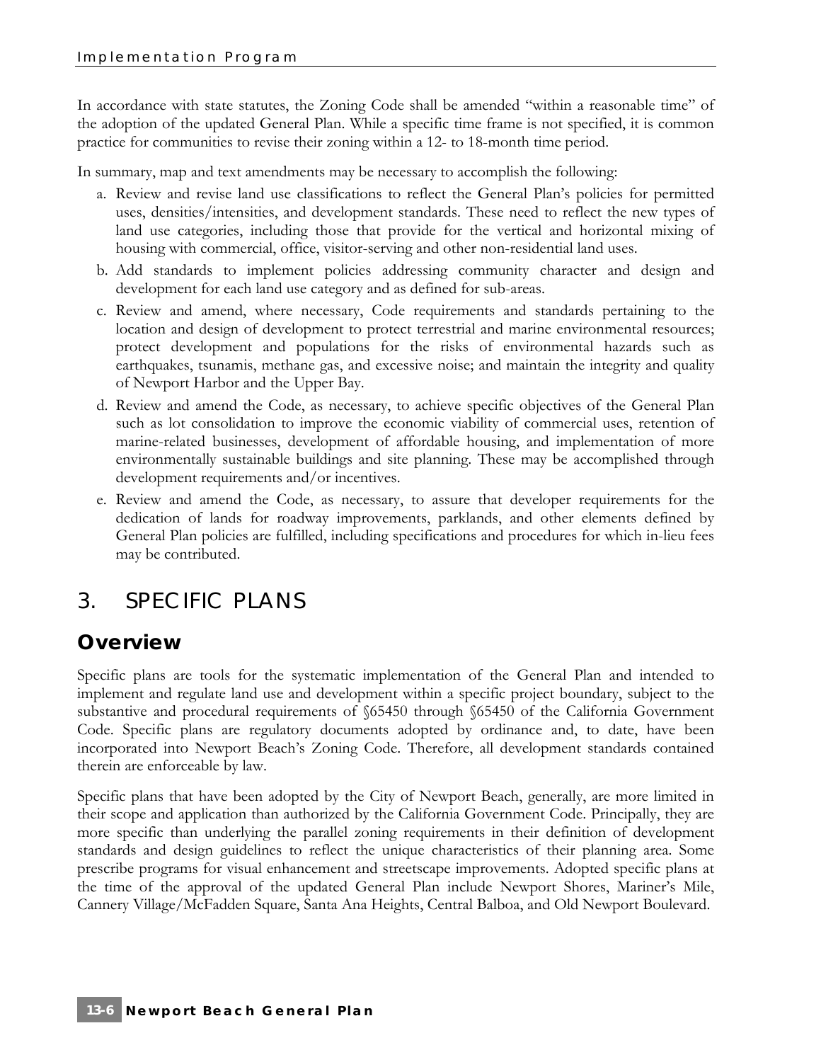In accordance with state statutes, the Zoning Code shall be amended "within a reasonable time" of the adoption of the updated General Plan. While a specific time frame is not specified, it is common practice for communities to revise their zoning within a 12- to 18-month time period.

In summary, map and text amendments may be necessary to accomplish the following:

a. Review and revise land use classifications to reflect the General Plan's policies for permitted uses, densities/intensities, and development standards. These need to reflect the new types of land use categories, including those that provide for the vertical and horizontal mixing of housing with commercial, office, visitor-serving and other non-residential land uses.

b. Add standards to implement policies addressing community character and design and development for each land use category and as defined for sub-areas.

c. Review and amend, where necessary, Code requirements and standards pertaining to the location and design of development to protect terrestrial and marine environmental resources; protect development and populations for the risks of environmental hazards such as earthquakes, tsunamis, methane gas, and excessive noise; and maintain the integrity and quality of Newport Harbor and the Upper Bay.

d. Review and amend the Code, as necessary, to achieve specific objectives of the General Plan such as lot consolidation to improve the economic viability of commercial uses, retention of marine-related businesses, development of affordable housing, and implementation of more environmentally sustainable buildings and site planning. These may be accomplished through development requirements and/or incentives.

e. Review and amend the Code, as necessary, to assure that developer requirements for the dedication of lands for roadway improvements, parklands, and other elements defined by General Plan policies are fulfilled, including specifications and procedures for which in-lieu fees may be contributed.

# 3. SPECIFIC PLANS

## Overview

Specific plans are tools for the systematic implementation of the General Plan and intended to implement and regulate land use and development within a specific project boundary, subject to the substantive and procedural requirements of §65450 through §65450 of the California Government Code. Specific plans are regulatory documents adopted by ordinance and, to date, have been incorporated into Newport Beach's Zoning Code. Therefore, all development standards contained therein are enforceable by law.

Specific plans that have been adopted by the City of Newport Beach, generally, are more limited in their scope and application than authorized by the California Government Code. Principally, they are more specific than underlying the parallel zoning requirements in their definition of development standards and design guidelines to reflect the unique characteristics of their planning area. Some prescribe programs for visual enhancement and streetscape improvements. Adopted specific plans at the time of the approval of the updated General Plan include Newport Shores, Mariner's Mile, Cannery Village/McFadden Square, Santa Ana Heights, Central Balboa, and Old Newport Boulevard.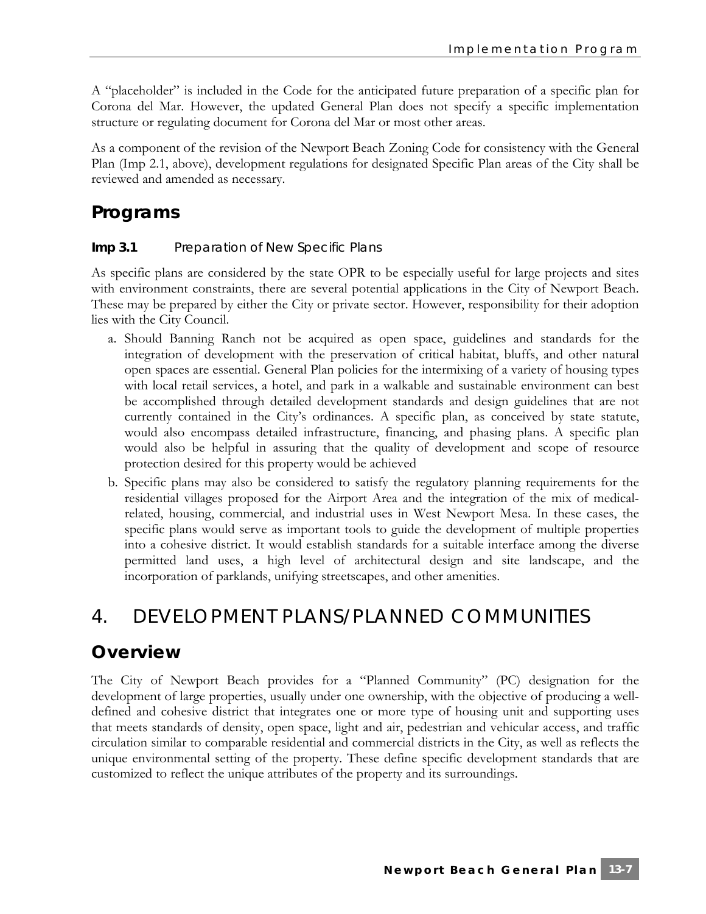A "placeholder" is included in the Code for the anticipated future preparation of a specific plan for Corona del Mar. However, the updated General Plan does not specify a specific implementation structure or regulating document for Corona del Mar or most other areas.

As a component of the revision of the Newport Beach Zoning Code for consistency with the General Plan (Imp 2.1, above), development regulations for designated Specific Plan areas of the City shall be reviewed and amended as necessary.

## Programs

**Imp 3.1** Preparation of New Specific Plans

As specific plans are considered by the state OPR to be especially useful for large projects and sites with environment constraints, there are several potential applications in the City of Newport Beach. These may be prepared by either the City or private sector. However, responsibility for their adoption lies with the City Council.

a. Should Banning Ranch not be acquired as open space, guidelines and standards for the integration of development with the preservation of critical habitat, bluffs, and other natural open spaces are essential. General Plan policies for the intermixing of a variety of housing types with local retail services, a hotel, and park in a walkable and sustainable environment can best be accomplished through detailed development standards and design guidelines that are not currently contained in the City's ordinances. A specific plan, as conceived by state statute, would also encompass detailed infrastructure, financing, and phasing plans. A specific plan would also be helpful in assuring that the quality of development and scope of resource protection desired for this property would be achieved

b. Specific plans may also be considered to satisfy the regulatory planning requirements for the residential villages proposed for the Airport Area and the integration of the mix of medical-related, housing, commercial, and industrial uses in West Newport Mesa. In these cases, the specific plans would serve as important tools to guide the development of multiple properties into a cohesive district. It would establish standards for a suitable interface among the diverse permitted land uses, a high level of architectural design and site landscape, and the incorporation of parklands, unifying streetscapes, and other amenities.

# 4. DEVELOPMENT PLANS/PLANNED COMMUNITIES

## Overview

The City of Newport Beach provides for a "Planned Community" (PC) designation for the development of large properties, usually under one ownership, with the objective of producing a well-defined and cohesive district that integrates one or more type of housing unit and supporting uses that meets standards of density, open space, light and air, pedestrian and vehicular access, and traffic circulation similar to comparable residential and commercial districts in the City, as well as reflects the unique environmental setting of the property. These define specific development standards that are customized to reflect the unique attributes of the property and its surroundings.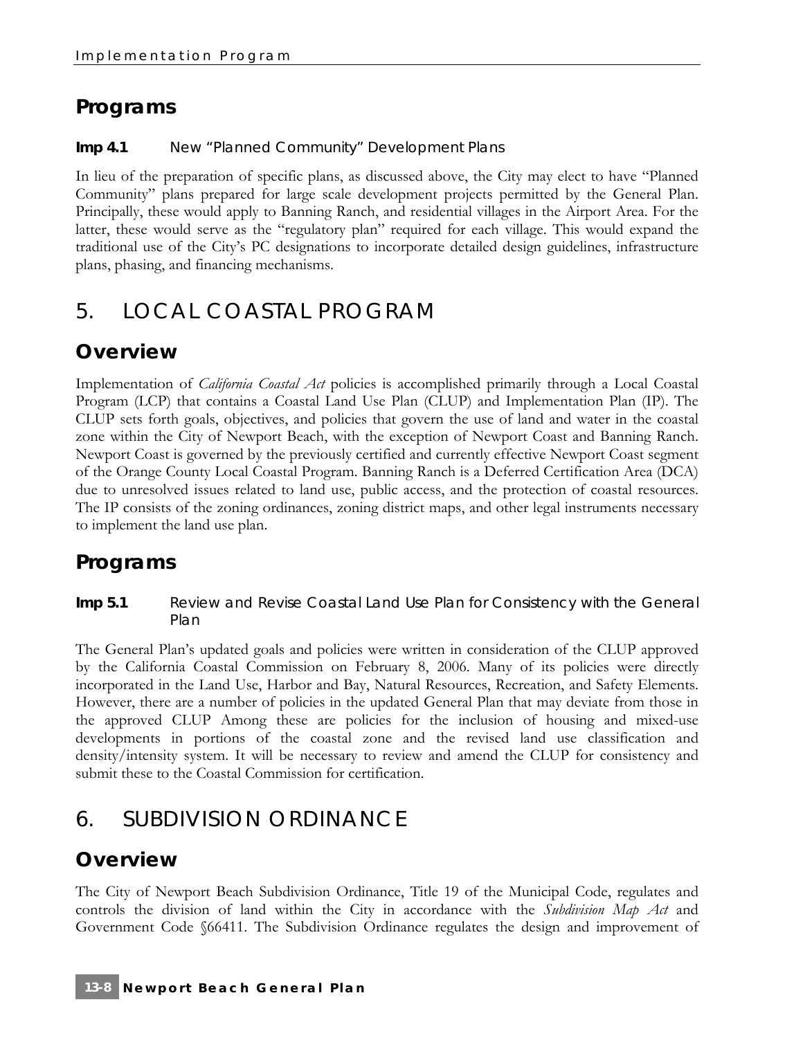## Programs

**Imp 4.1** New "Planned Community" Development Plans

In lieu of the preparation of specific plans, as discussed above, the City may elect to have "Planned Community" plans prepared for large scale development projects permitted by the General Plan. Principally, these would apply to Banning Ranch, and residential villages in the Airport Area. For the latter, these would serve as the "regulatory plan" required for each village. This would expand the traditional use of the City's PC designations to incorporate detailed design guidelines, infrastructure plans, phasing, and financing mechanisms.

# 5. LOCAL COASTAL PROGRAM

## Overview

Implementation of *California Coastal Act* policies is accomplished primarily through a Local Coastal Program (LCP) that contains a Coastal Land Use Plan (CLUP) and Implementation Plan (IP). The CLUP sets forth goals, objectives, and policies that govern the use of land and water in the coastal zone within the City of Newport Beach, with the exception of Newport Coast and Banning Ranch. Newport Coast is governed by the previously certified and currently effective Newport Coast segment of the Orange County Local Coastal Program. Banning Ranch is a Deferred Certification Area (DCA) due to unresolved issues related to land use, public access, and the protection of coastal resources. The IP consists of the zoning ordinances, zoning district maps, and other legal instruments necessary to implement the land use plan.

## Programs

**Imp 5.1** Review and Revise Coastal Land Use Plan for Consistency with the General Plan

The General Plan's updated goals and policies were written in consideration of the CLUP approved by the California Coastal Commission on February 8, 2006. Many of its policies were directly incorporated in the Land Use, Harbor and Bay, Natural Resources, Recreation, and Safety Elements. However, there are a number of policies in the updated General Plan that may deviate from those in the approved CLUP Among these are policies for the inclusion of housing and mixed-use developments in portions of the coastal zone and the revised land use classification and density/intensity system. It will be necessary to review and amend the CLUP for consistency and submit these to the Coastal Commission for certification.

# 6. SUBDIVISION ORDINANCE

## Overview

The City of Newport Beach Subdivision Ordinance, Title 19 of the Municipal Code, regulates and controls the division of land within the City in accordance with the *Subdivision Map Act* and Government Code §66411. The Subdivision Ordinance regulates the design and improvement of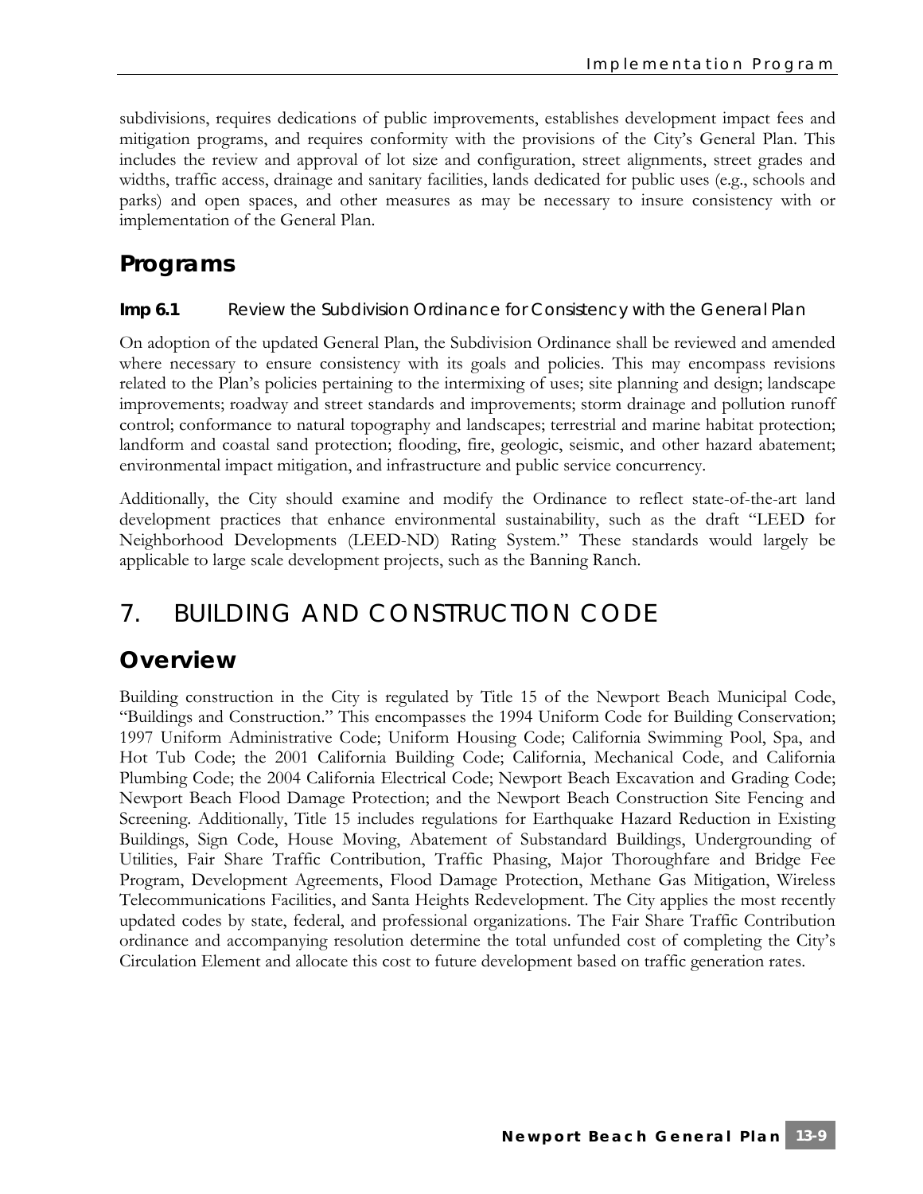subdivisions, requires dedications of public improvements, establishes development impact fees and mitigation programs, and requires conformity with the provisions of the City's General Plan. This includes the review and approval of lot size and configuration, street alignments, street grades and widths, traffic access, drainage and sanitary facilities, lands dedicated for public uses (e.g., schools and parks) and open spaces, and other measures as may be necessary to insure consistency with or implementation of the General Plan.

## Programs

**Imp 6.1** Review the Subdivision Ordinance for Consistency with the General Plan

On adoption of the updated General Plan, the Subdivision Ordinance shall be reviewed and amended where necessary to ensure consistency with its goals and policies. This may encompass revisions related to the Plan's policies pertaining to the intermixing of uses; site planning and design; landscape improvements; roadway and street standards and improvements; storm drainage and pollution runoff control; conformance to natural topography and landscapes; terrestrial and marine habitat protection; landform and coastal sand protection; flooding, fire, geologic, seismic, and other hazard abatement; environmental impact mitigation, and infrastructure and public service concurrency.

Additionally, the City should examine and modify the Ordinance to reflect state-of-the-art land development practices that enhance environmental sustainability, such as the draft "LEED for Neighborhood Developments (LEED-ND) Rating System." These standards would largely be applicable to large scale development projects, such as the Banning Ranch.

# 7. BUILDING AND CONSTRUCTION CODE

## Overview

Building construction in the City is regulated by Title 15 of the Newport Beach Municipal Code, "Buildings and Construction." This encompasses the 1994 Uniform Code for Building Conservation; 1997 Uniform Administrative Code; Uniform Housing Code; California Swimming Pool, Spa, and Hot Tub Code; the 2001 California Building Code; California, Mechanical Code, and California Plumbing Code; the 2004 California Electrical Code; Newport Beach Excavation and Grading Code; Newport Beach Flood Damage Protection; and the Newport Beach Construction Site Fencing and Screening. Additionally, Title 15 includes regulations for Earthquake Hazard Reduction in Existing Buildings, Sign Code, House Moving, Abatement of Substandard Buildings, Undergrounding of Utilities, Fair Share Traffic Contribution, Traffic Phasing, Major Thoroughfare and Bridge Fee Program, Development Agreements, Flood Damage Protection, Methane Gas Mitigation, Wireless Telecommunications Facilities, and Santa Heights Redevelopment. The City applies the most recently updated codes by state, federal, and professional organizations. The Fair Share Traffic Contribution ordinance and accompanying resolution determine the total unfunded cost of completing the City's Circulation Element and allocate this cost to future development based on traffic generation rates.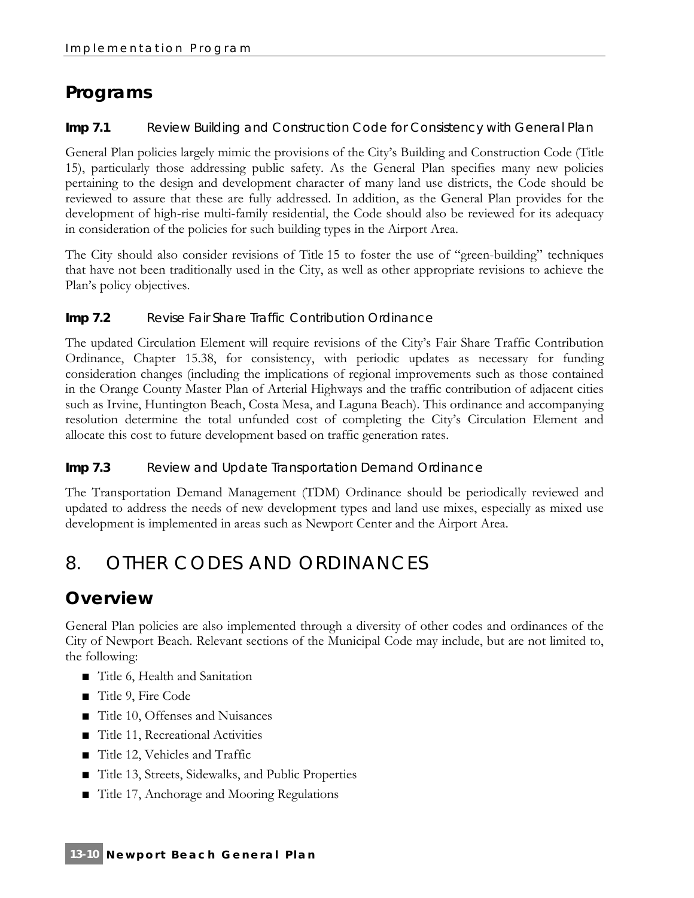## Programs

### Imp 7.1 Review Building and Construction Code for Consistency with General Plan

General Plan policies largely mimic the provisions of the City's Building and Construction Code (Title 15), particularly those addressing public safety. As the General Plan specifies many new policies pertaining to the design and development character of many land use districts, the Code should be reviewed to assure that these are fully addressed. In addition, as the General Plan provides for the development of high-rise multi-family residential, the Code should also be reviewed for its adequacy in consideration of the policies for such building types in the Airport Area.

The City should also consider revisions of Title 15 to foster the use of "green-building" techniques that have not been traditionally used in the City, as well as other appropriate revisions to achieve the Plan's policy objectives.

### Imp 7.2 Revise Fair Share Traffic Contribution Ordinance

The updated Circulation Element will require revisions of the City's Fair Share Traffic Contribution Ordinance, Chapter 15.38, for consistency, with periodic updates as necessary for funding consideration changes (including the implications of regional improvements such as those contained in the Orange County Master Plan of Arterial Highways and the traffic contribution of adjacent cities such as Irvine, Huntington Beach, Costa Mesa, and Laguna Beach). This ordinance and accompanying resolution determine the total unfunded cost of completing the City's Circulation Element and allocate this cost to future development based on traffic generation rates.

### Imp 7.3 Review and Update Transportation Demand Ordinance

The Transportation Demand Management (TDM) Ordinance should be periodically reviewed and updated to address the needs of new development types and land use mixes, especially as mixed use development is implemented in areas such as Newport Center and the Airport Area.

# 8. OTHER CODES AND ORDINANCES

## Overview

General Plan policies are also implemented through a diversity of other codes and ordinances of the City of Newport Beach. Relevant sections of the Municipal Code may include, but are not limited to, the following:

- Title 6, Health and Sanitation
- Title 9, Fire Code
- Title 10, Offenses and Nuisances
- Title 11, Recreational Activities
- Title 12, Vehicles and Traffic
- Title 13, Streets, Sidewalks, and Public Properties
- Title 17, Anchorage and Mooring Regulations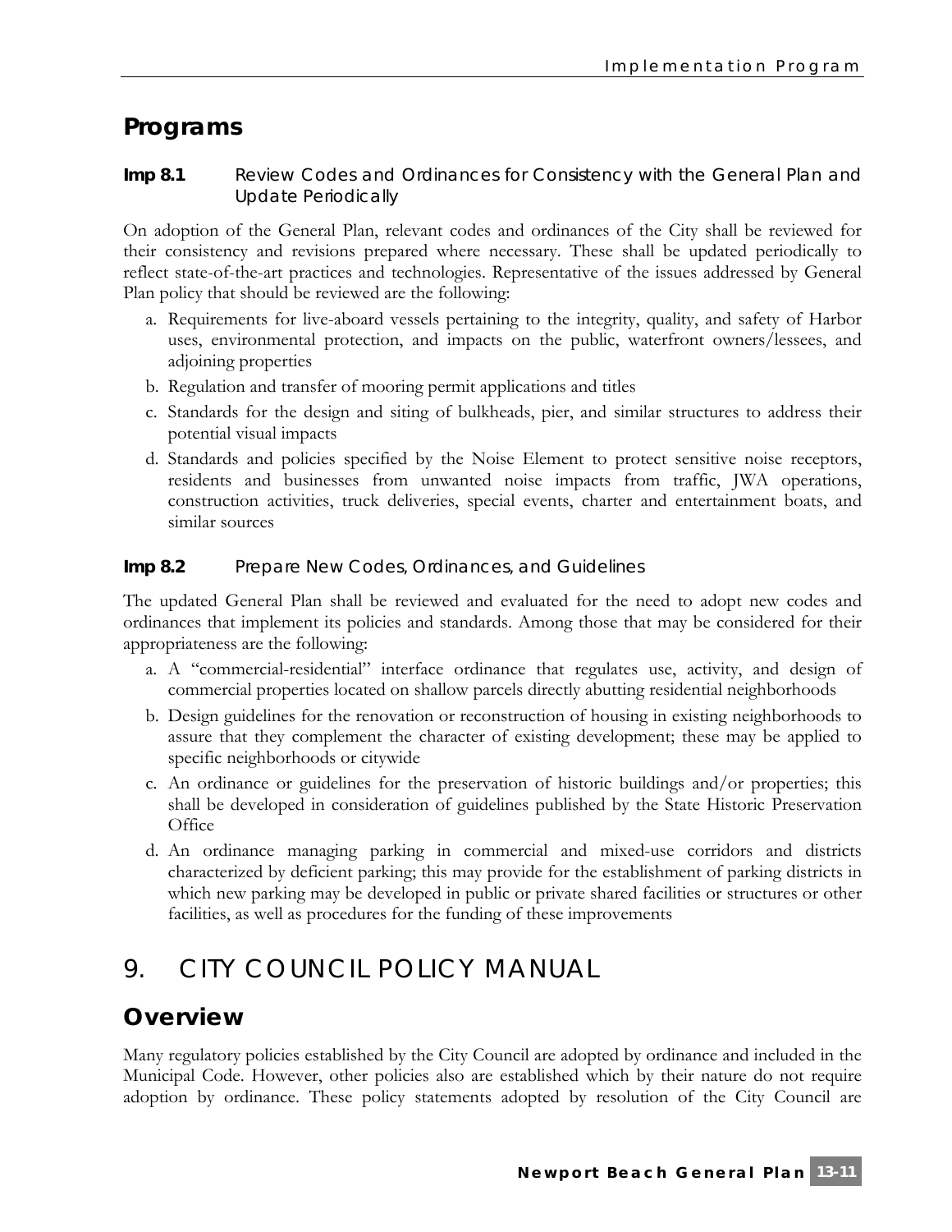## Programs

### Imp 8.1 Review Codes and Ordinances for Consistency with the General Plan and Update Periodically

On adoption of the General Plan, relevant codes and ordinances of the City shall be reviewed for their consistency and revisions prepared where necessary. These shall be updated periodically to reflect state-of-the-art practices and technologies. Representative of the issues addressed by General Plan policy that should be reviewed are the following:

a. Requirements for live-aboard vessels pertaining to the integrity, quality, and safety of Harbor uses, environmental protection, and impacts on the public, waterfront owners/lessees, and adjoining properties
b. Regulation and transfer of mooring permit applications and titles
c. Standards for the design and siting of bulkheads, pier, and similar structures to address their potential visual impacts
d. Standards and policies specified by the Noise Element to protect sensitive noise receptors, residents and businesses from unwanted noise impacts from traffic, JWA operations, construction activities, truck deliveries, special events, charter and entertainment boats, and similar sources

### Imp 8.2 Prepare New Codes, Ordinances, and Guidelines

The updated General Plan shall be reviewed and evaluated for the need to adopt new codes and ordinances that implement its policies and standards. Among those that may be considered for their appropriateness are the following:

a. A "commercial-residential" interface ordinance that regulates use, activity, and design of commercial properties located on shallow parcels directly abutting residential neighborhoods
b. Design guidelines for the renovation or reconstruction of housing in existing neighborhoods to assure that they complement the character of existing development; these may be applied to specific neighborhoods or citywide
c. An ordinance or guidelines for the preservation of historic buildings and/or properties; this shall be developed in consideration of guidelines published by the State Historic Preservation Office
d. An ordinance managing parking in commercial and mixed-use corridors and districts characterized by deficient parking; this may provide for the establishment of parking districts in which new parking may be developed in public or private shared facilities or structures or other facilities, as well as procedures for the funding of these improvements

# 9. CITY COUNCIL POLICY MANUAL

## Overview

Many regulatory policies established by the City Council are adopted by ordinance and included in the Municipal Code. However, other policies also are established which by their nature do not require adoption by ordinance. These policy statements adopted by resolution of the City Council are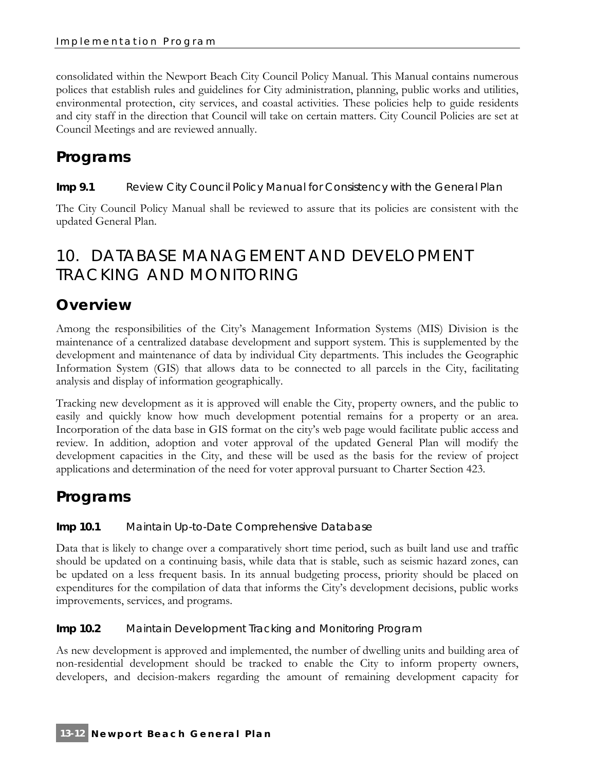consolidated within the Newport Beach City Council Policy Manual. This Manual contains numerous polices that establish rules and guidelines for City administration, planning, public works and utilities, environmental protection, city services, and coastal activities. These policies help to guide residents and city staff in the direction that Council will take on certain matters. City Council Policies are set at Council Meetings and are reviewed annually.

## Programs

**Imp 9.1** Review City Council Policy Manual for Consistency with the General Plan

The City Council Policy Manual shall be reviewed to assure that its policies are consistent with the updated General Plan.

# 10. DATABASE MANAGEMENT AND DEVELOPMENT TRACKING AND MONITORING

## Overview

Among the responsibilities of the City's Management Information Systems (MIS) Division is the maintenance of a centralized database development and support system. This is supplemented by the development and maintenance of data by individual City departments. This includes the Geographic Information System (GIS) that allows data to be connected to all parcels in the City, facilitating analysis and display of information geographically.

Tracking new development as it is approved will enable the City, property owners, and the public to easily and quickly know how much development potential remains for a property or an area. Incorporation of the data base in GIS format on the city's web page would facilitate public access and review. In addition, adoption and voter approval of the updated General Plan will modify the development capacities in the City, and these will be used as the basis for the review of project applications and determination of the need for voter approval pursuant to Charter Section 423.

## Programs

**Imp 10.1** Maintain Up-to-Date Comprehensive Database

Data that is likely to change over a comparatively short time period, such as built land use and traffic should be updated on a continuing basis, while data that is stable, such as seismic hazard zones, can be updated on a less frequent basis. In its annual budgeting process, priority should be placed on expenditures for the compilation of data that informs the City's development decisions, public works improvements, services, and programs.

**Imp 10.2** Maintain Development Tracking and Monitoring Program

As new development is approved and implemented, the number of dwelling units and building area of non-residential development should be tracked to enable the City to inform property owners, developers, and decision-makers regarding the amount of remaining development capacity for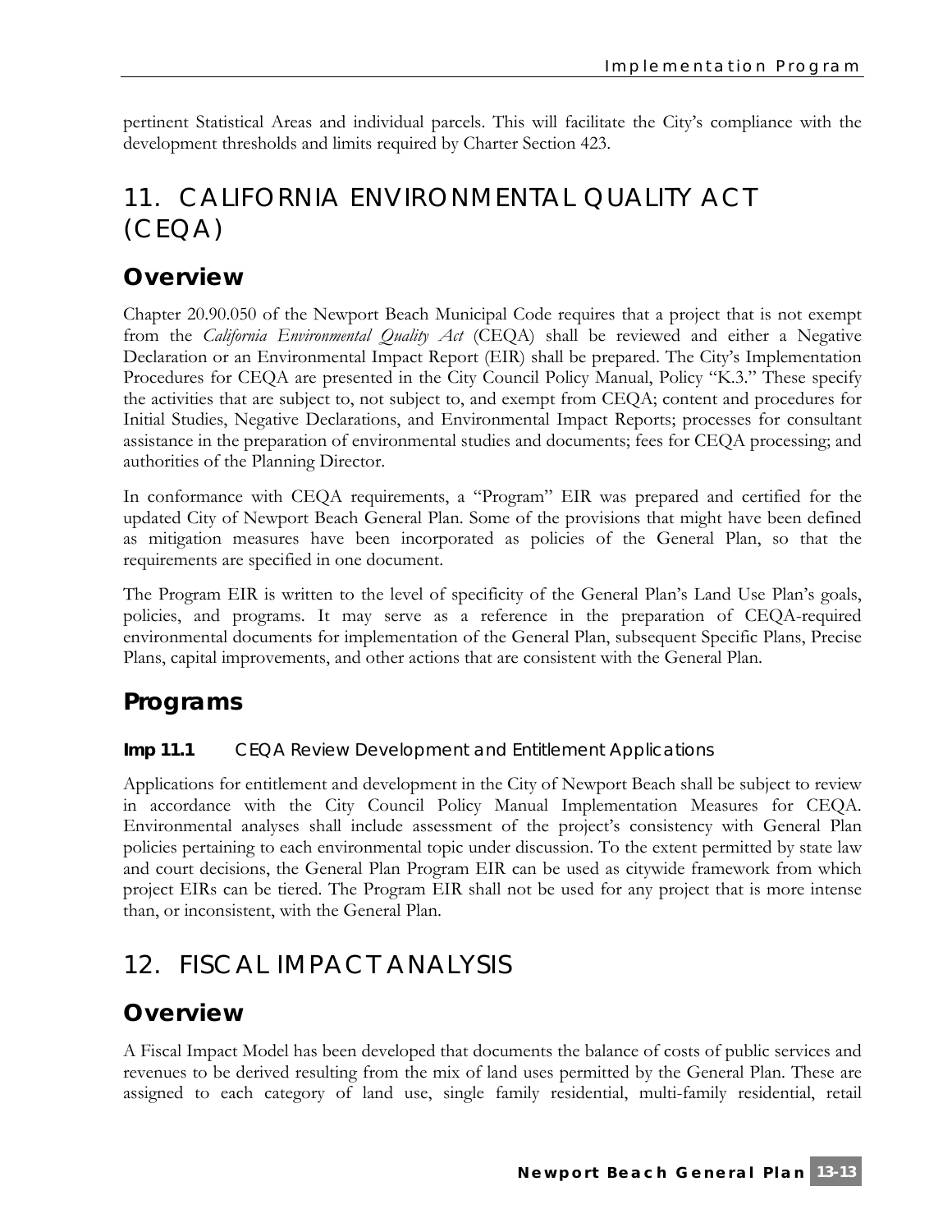pertinent Statistical Areas and individual parcels. This will facilitate the City's compliance with the development thresholds and limits required by Charter Section 423.

# 11. CALIFORNIA ENVIRONMENTAL QUALITY ACT (CEQA)

## Overview

Chapter 20.90.050 of the Newport Beach Municipal Code requires that a project that is not exempt from the *California Environmental Quality Act* (CEQA) shall be reviewed and either a Negative Declaration or an Environmental Impact Report (EIR) shall be prepared. The City's Implementation Procedures for CEQA are presented in the City Council Policy Manual, Policy "K.3." These specify the activities that are subject to, not subject to, and exempt from CEQA; content and procedures for Initial Studies, Negative Declarations, and Environmental Impact Reports; processes for consultant assistance in the preparation of environmental studies and documents; fees for CEQA processing; and authorities of the Planning Director.

In conformance with CEQA requirements, a "Program" EIR was prepared and certified for the updated City of Newport Beach General Plan. Some of the provisions that might have been defined as mitigation measures have been incorporated as policies of the General Plan, so that the requirements are specified in one document.

The Program EIR is written to the level of specificity of the General Plan's Land Use Plan's goals, policies, and programs. It may serve as a reference in the preparation of CEQA-required environmental documents for implementation of the General Plan, subsequent Specific Plans, Precise Plans, capital improvements, and other actions that are consistent with the General Plan.

## Programs

### Imp 11.1 CEQA Review Development and Entitlement Applications

Applications for entitlement and development in the City of Newport Beach shall be subject to review in accordance with the City Council Policy Manual Implementation Measures for CEQA. Environmental analyses shall include assessment of the project's consistency with General Plan policies pertaining to each environmental topic under discussion. To the extent permitted by state law and court decisions, the General Plan Program EIR can be used as citywide framework from which project EIRs can be tiered. The Program EIR shall not be used for any project that is more intense than, or inconsistent, with the General Plan.

# 12. FISCAL IMPACT ANALYSIS

## Overview

A Fiscal Impact Model has been developed that documents the balance of costs of public services and revenues to be derived resulting from the mix of land uses permitted by the General Plan. These are assigned to each category of land use, single family residential, multi-family residential, retail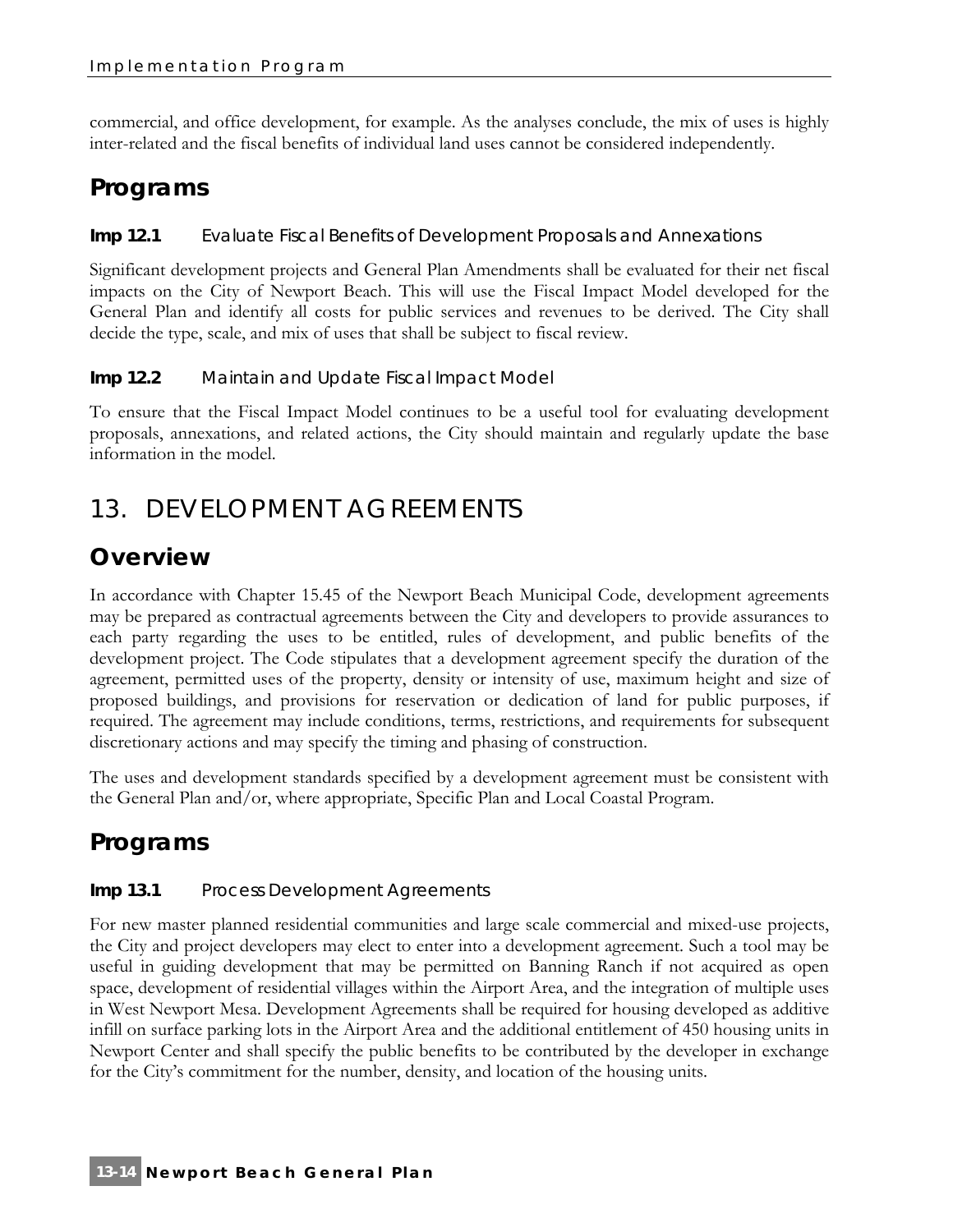commercial, and office development, for example. As the analyses conclude, the mix of uses is highly inter-related and the fiscal benefits of individual land uses cannot be considered independently.

## Programs

#### Imp 12.1 Evaluate Fiscal Benefits of Development Proposals and Annexations

Significant development projects and General Plan Amendments shall be evaluated for their net fiscal impacts on the City of Newport Beach. This will use the Fiscal Impact Model developed for the General Plan and identify all costs for public services and revenues to be derived. The City shall decide the type, scale, and mix of uses that shall be subject to fiscal review.

#### Imp 12.2 Maintain and Update Fiscal Impact Model

To ensure that the Fiscal Impact Model continues to be a useful tool for evaluating development proposals, annexations, and related actions, the City should maintain and regularly update the base information in the model.

# 13. DEVELOPMENT AGREEMENTS

## Overview

In accordance with Chapter 15.45 of the Newport Beach Municipal Code, development agreements may be prepared as contractual agreements between the City and developers to provide assurances to each party regarding the uses to be entitled, rules of development, and public benefits of the development project. The Code stipulates that a development agreement specify the duration of the agreement, permitted uses of the property, density or intensity of use, maximum height and size of proposed buildings, and provisions for reservation or dedication of land for public purposes, if required. The agreement may include conditions, terms, restrictions, and requirements for subsequent discretionary actions and may specify the timing and phasing of construction.

The uses and development standards specified by a development agreement must be consistent with the General Plan and/or, where appropriate, Specific Plan and Local Coastal Program.

## Programs

#### Imp 13.1 Process Development Agreements

For new master planned residential communities and large scale commercial and mixed-use projects, the City and project developers may elect to enter into a development agreement. Such a tool may be useful in guiding development that may be permitted on Banning Ranch if not acquired as open space, development of residential villages within the Airport Area, and the integration of multiple uses in West Newport Mesa. Development Agreements shall be required for housing developed as additive infill on surface parking lots in the Airport Area and the additional entitlement of 450 housing units in Newport Center and shall specify the public benefits to be contributed by the developer in exchange for the City's commitment for the number, density, and location of the housing units.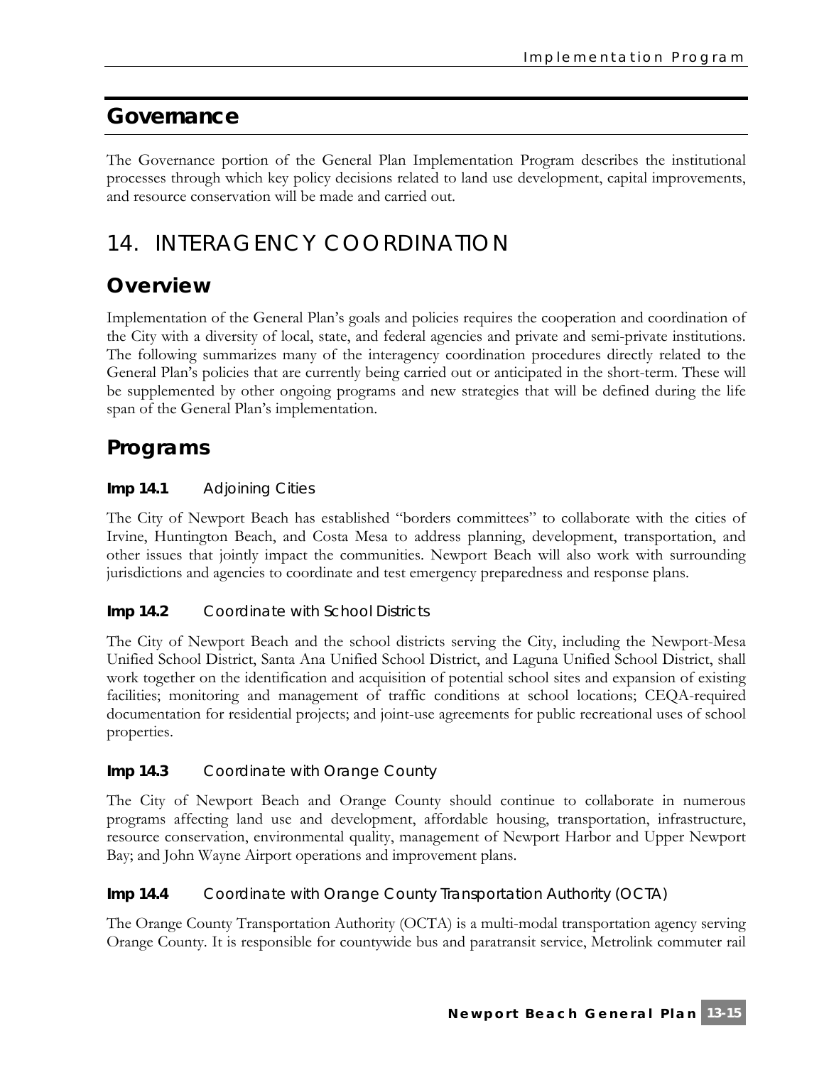# Governance

The Governance portion of the General Plan Implementation Program describes the institutional processes through which key policy decisions related to land use development, capital improvements, and resource conservation will be made and carried out.

## 14. INTERAGENCY COORDINATION

### Overview

Implementation of the General Plan's goals and policies requires the cooperation and coordination of the City with a diversity of local, state, and federal agencies and private and semi-private institutions. The following summarizes many of the interagency coordination procedures directly related to the General Plan's policies that are currently being carried out or anticipated in the short-term. These will be supplemented by other ongoing programs and new strategies that will be defined during the life span of the General Plan's implementation.

### Programs

#### Imp 14.1 Adjoining Cities

The City of Newport Beach has established "borders committees" to collaborate with the cities of Irvine, Huntington Beach, and Costa Mesa to address planning, development, transportation, and other issues that jointly impact the communities. Newport Beach will also work with surrounding jurisdictions and agencies to coordinate and test emergency preparedness and response plans.

#### Imp 14.2 Coordinate with School Districts

The City of Newport Beach and the school districts serving the City, including the Newport-Mesa Unified School District, Santa Ana Unified School District, and Laguna Unified School District, shall work together on the identification and acquisition of potential school sites and expansion of existing facilities; monitoring and management of traffic conditions at school locations; CEQA-required documentation for residential projects; and joint-use agreements for public recreational uses of school properties.

#### Imp 14.3 Coordinate with Orange County

The City of Newport Beach and Orange County should continue to collaborate in numerous programs affecting land use and development, affordable housing, transportation, infrastructure, resource conservation, environmental quality, management of Newport Harbor and Upper Newport Bay; and John Wayne Airport operations and improvement plans.

#### Imp 14.4 Coordinate with Orange County Transportation Authority (OCTA)

The Orange County Transportation Authority (OCTA) is a multi-modal transportation agency serving Orange County. It is responsible for countywide bus and paratransit service, Metrolink commuter rail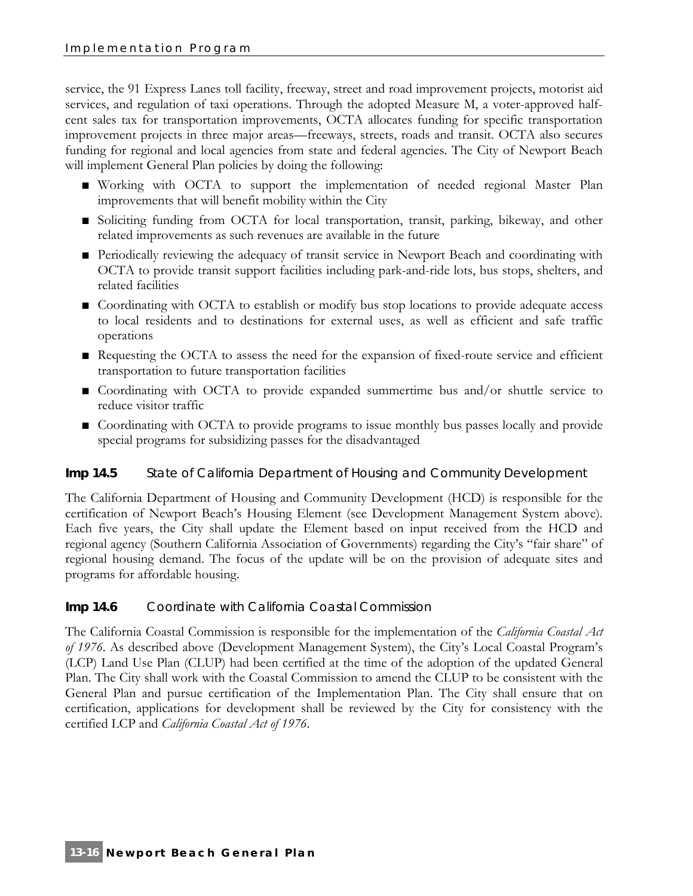service, the 91 Express Lanes toll facility, freeway, street and road improvement projects, motorist aid services, and regulation of taxi operations. Through the adopted Measure M, a voter-approved half-cent sales tax for transportation improvements, OCTA allocates funding for specific transportation improvement projects in three major areas—freeways, streets, roads and transit. OCTA also secures funding for regional and local agencies from state and federal agencies. The City of Newport Beach will implement General Plan policies by doing the following:

- Working with OCTA to support the implementation of needed regional Master Plan improvements that will benefit mobility within the City
- Soliciting funding from OCTA for local transportation, transit, parking, bikeway, and other related improvements as such revenues are available in the future
- Periodically reviewing the adequacy of transit service in Newport Beach and coordinating with OCTA to provide transit support facilities including park-and-ride lots, bus stops, shelters, and related facilities
- Coordinating with OCTA to establish or modify bus stop locations to provide adequate access to local residents and to destinations for external uses, as well as efficient and safe traffic operations
- Requesting the OCTA to assess the need for the expansion of fixed-route service and efficient transportation to future transportation facilities
- Coordinating with OCTA to provide expanded summertime bus and/or shuttle service to reduce visitor traffic
- Coordinating with OCTA to provide programs to issue monthly bus passes locally and provide special programs for subsidizing passes for the disadvantaged

### Imp 14.5 State of California Department of Housing and Community Development

The California Department of Housing and Community Development (HCD) is responsible for the certification of Newport Beach's Housing Element (see Development Management System above). Each five years, the City shall update the Element based on input received from the HCD and regional agency (Southern California Association of Governments) regarding the City's "fair share" of regional housing demand. The focus of the update will be on the provision of adequate sites and programs for affordable housing.

### Imp 14.6 Coordinate with California Coastal Commission

The California Coastal Commission is responsible for the implementation of the *California Coastal Act of 1976*. As described above (Development Management System), the City's Local Coastal Program's (LCP) Land Use Plan (CLUP) had been certified at the time of the adoption of the updated General Plan. The City shall work with the Coastal Commission to amend the CLUP to be consistent with the General Plan and pursue certification of the Implementation Plan. The City shall ensure that on certification, applications for development shall be reviewed by the City for consistency with the certified LCP and *California Coastal Act of 1976*.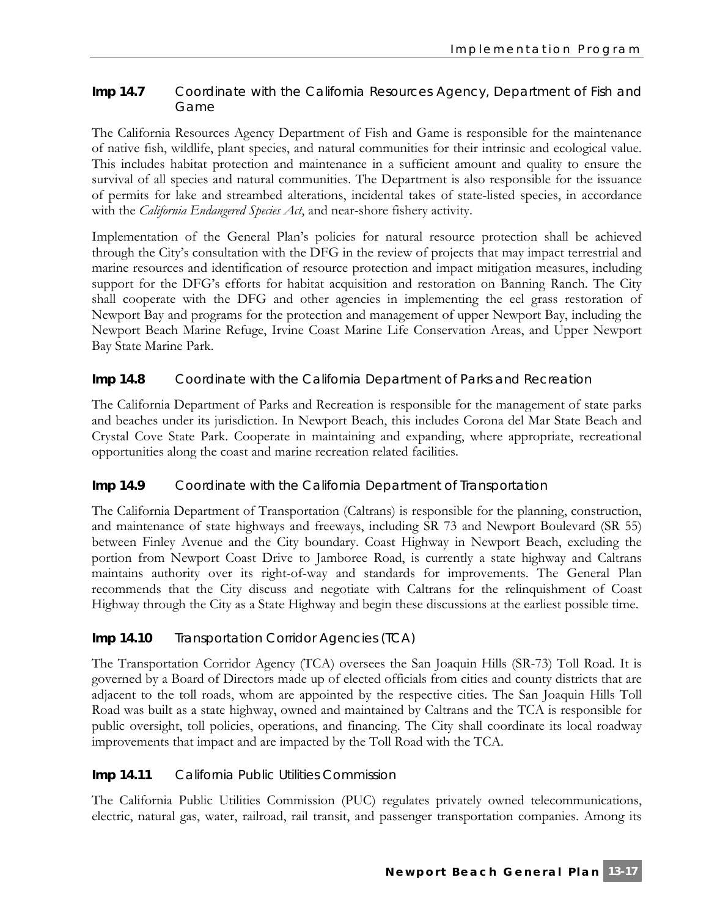### Imp 14.7 Coordinate with the California Resources Agency, Department of Fish and Game

The California Resources Agency Department of Fish and Game is responsible for the maintenance of native fish, wildlife, plant species, and natural communities for their intrinsic and ecological value. This includes habitat protection and maintenance in a sufficient amount and quality to ensure the survival of all species and natural communities. The Department is also responsible for the issuance of permits for lake and streambed alterations, incidental takes of state-listed species, in accordance with the *California Endangered Species Act*, and near-shore fishery activity.

Implementation of the General Plan's policies for natural resource protection shall be achieved through the City's consultation with the DFG in the review of projects that may impact terrestrial and marine resources and identification of resource protection and impact mitigation measures, including support for the DFG's efforts for habitat acquisition and restoration on Banning Ranch. The City shall cooperate with the DFG and other agencies in implementing the eel grass restoration of Newport Bay and programs for the protection and management of upper Newport Bay, including the Newport Beach Marine Refuge, Irvine Coast Marine Life Conservation Areas, and Upper Newport Bay State Marine Park.

### Imp 14.8 Coordinate with the California Department of Parks and Recreation

The California Department of Parks and Recreation is responsible for the management of state parks and beaches under its jurisdiction. In Newport Beach, this includes Corona del Mar State Beach and Crystal Cove State Park. Cooperate in maintaining and expanding, where appropriate, recreational opportunities along the coast and marine recreation related facilities.

### Imp 14.9 Coordinate with the California Department of Transportation

The California Department of Transportation (Caltrans) is responsible for the planning, construction, and maintenance of state highways and freeways, including SR 73 and Newport Boulevard (SR 55) between Finley Avenue and the City boundary. Coast Highway in Newport Beach, excluding the portion from Newport Coast Drive to Jamboree Road, is currently a state highway and Caltrans maintains authority over its right-of-way and standards for improvements. The General Plan recommends that the City discuss and negotiate with Caltrans for the relinquishment of Coast Highway through the City as a State Highway and begin these discussions at the earliest possible time.

### Imp 14.10 Transportation Corridor Agencies (TCA)

The Transportation Corridor Agency (TCA) oversees the San Joaquin Hills (SR-73) Toll Road. It is governed by a Board of Directors made up of elected officials from cities and county districts that are adjacent to the toll roads, whom are appointed by the respective cities. The San Joaquin Hills Toll Road was built as a state highway, owned and maintained by Caltrans and the TCA is responsible for public oversight, toll policies, operations, and financing. The City shall coordinate its local roadway improvements that impact and are impacted by the Toll Road with the TCA.

### Imp 14.11 California Public Utilities Commission

The California Public Utilities Commission (PUC) regulates privately owned telecommunications, electric, natural gas, water, railroad, rail transit, and passenger transportation companies. Among its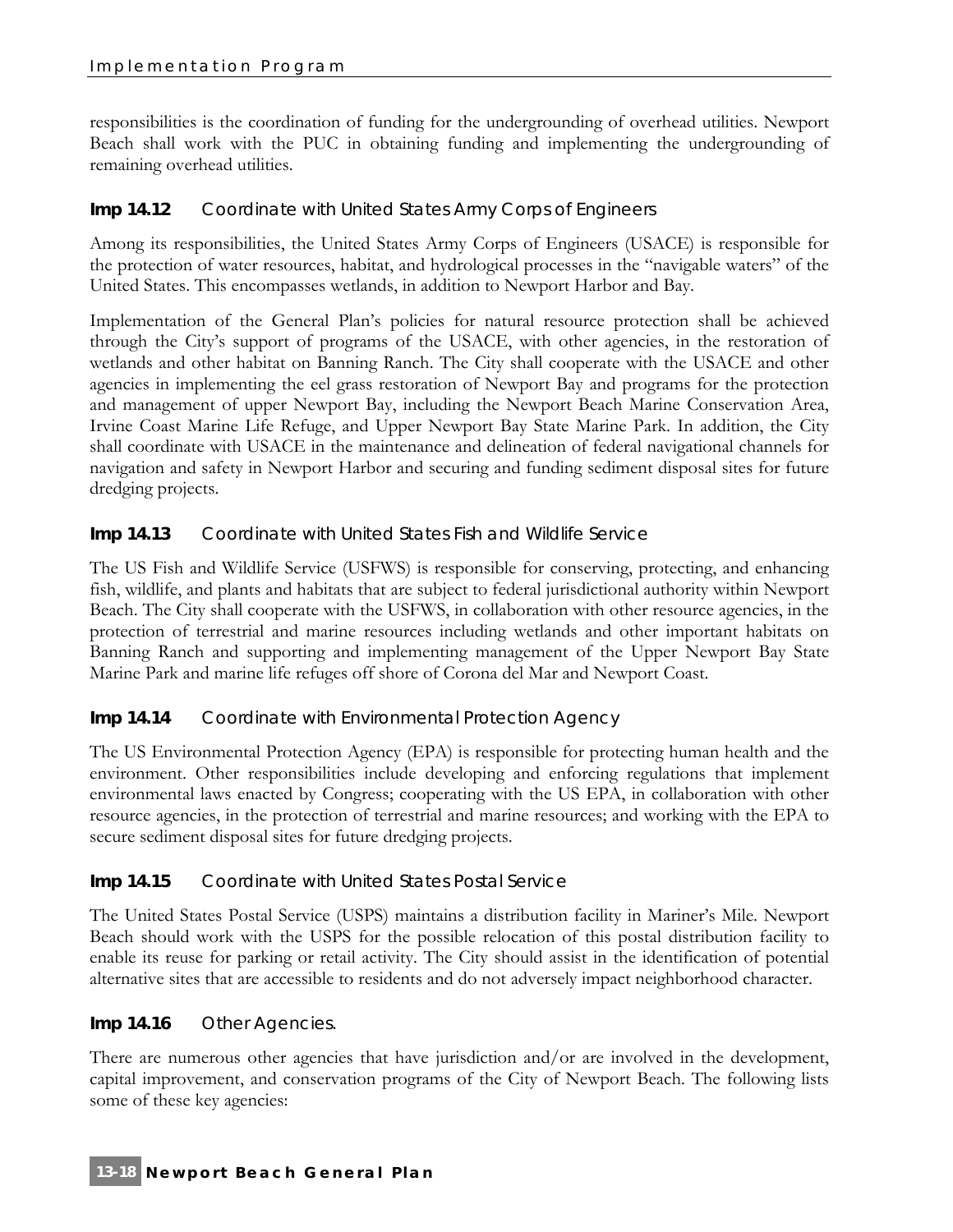responsibilities is the coordination of funding for the undergrounding of overhead utilities. Newport Beach shall work with the PUC in obtaining funding and implementing the undergrounding of remaining overhead utilities.

### Imp 14.12 Coordinate with United States Army Corps of Engineers

Among its responsibilities, the United States Army Corps of Engineers (USACE) is responsible for the protection of water resources, habitat, and hydrological processes in the "navigable waters" of the United States. This encompasses wetlands, in addition to Newport Harbor and Bay.

Implementation of the General Plan's policies for natural resource protection shall be achieved through the City's support of programs of the USACE, with other agencies, in the restoration of wetlands and other habitat on Banning Ranch. The City shall cooperate with the USACE and other agencies in implementing the eel grass restoration of Newport Bay and programs for the protection and management of upper Newport Bay, including the Newport Beach Marine Conservation Area, Irvine Coast Marine Life Refuge, and Upper Newport Bay State Marine Park. In addition, the City shall coordinate with USACE in the maintenance and delineation of federal navigational channels for navigation and safety in Newport Harbor and securing and funding sediment disposal sites for future dredging projects.

### Imp 14.13 Coordinate with United States Fish and Wildlife Service

The US Fish and Wildlife Service (USFWS) is responsible for conserving, protecting, and enhancing fish, wildlife, and plants and habitats that are subject to federal jurisdictional authority within Newport Beach. The City shall cooperate with the USFWS, in collaboration with other resource agencies, in the protection of terrestrial and marine resources including wetlands and other important habitats on Banning Ranch and supporting and implementing management of the Upper Newport Bay State Marine Park and marine life refuges off shore of Corona del Mar and Newport Coast.

### Imp 14.14 Coordinate with Environmental Protection Agency

The US Environmental Protection Agency (EPA) is responsible for protecting human health and the environment. Other responsibilities include developing and enforcing regulations that implement environmental laws enacted by Congress; cooperating with the US EPA, in collaboration with other resource agencies, in the protection of terrestrial and marine resources; and working with the EPA to secure sediment disposal sites for future dredging projects.

### Imp 14.15 Coordinate with United States Postal Service

The United States Postal Service (USPS) maintains a distribution facility in Mariner's Mile. Newport Beach should work with the USPS for the possible relocation of this postal distribution facility to enable its reuse for parking or retail activity. The City should assist in the identification of potential alternative sites that are accessible to residents and do not adversely impact neighborhood character.

### Imp 14.16 Other Agencies.

There are numerous other agencies that have jurisdiction and/or are involved in the development, capital improvement, and conservation programs of the City of Newport Beach. The following lists some of these key agencies: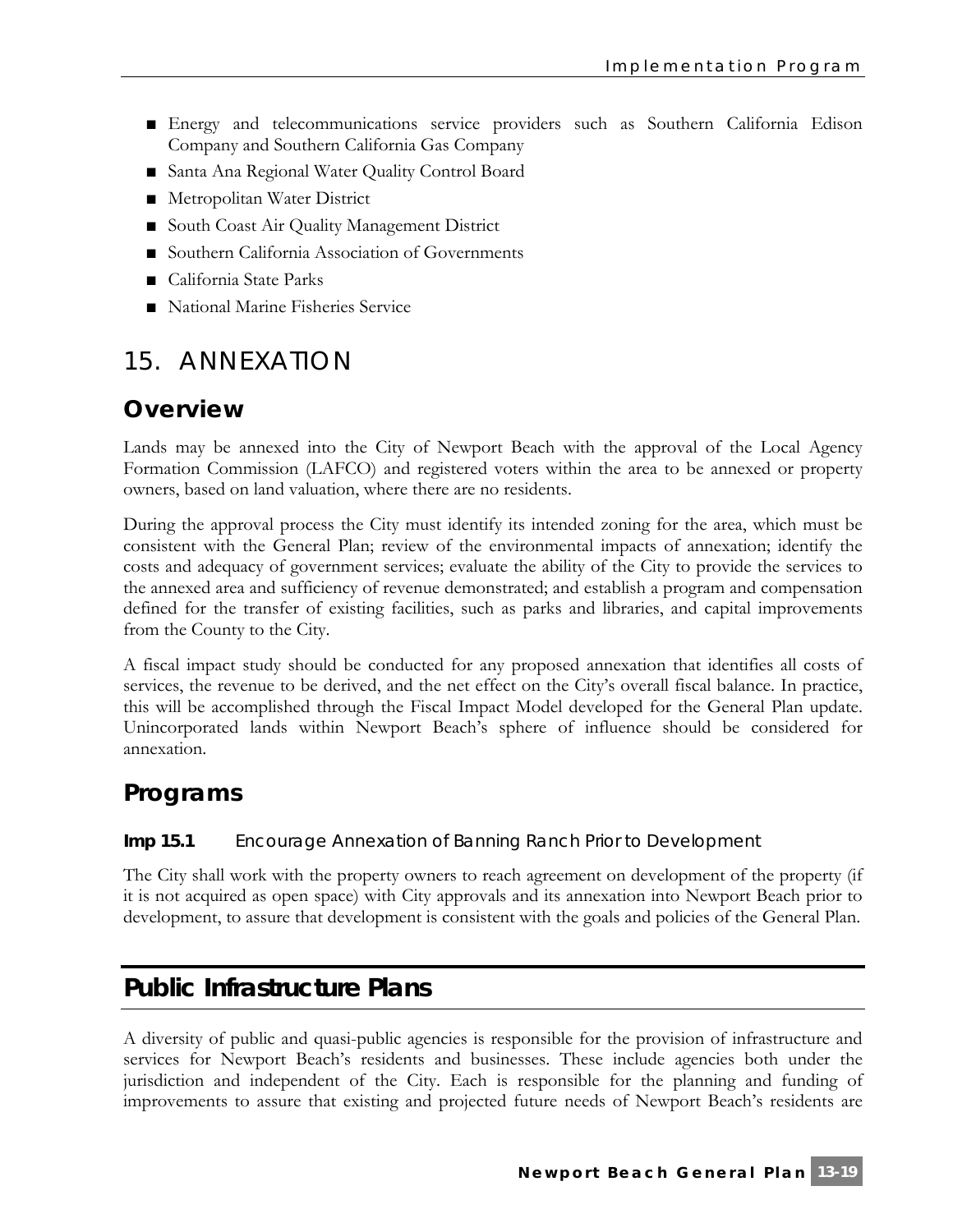- Energy and telecommunications service providers such as Southern California Edison Company and Southern California Gas Company
- Santa Ana Regional Water Quality Control Board
- Metropolitan Water District
- South Coast Air Quality Management District
- Southern California Association of Governments
- California State Parks
- National Marine Fisheries Service

# 15. ANNEXATION

## Overview

Lands may be annexed into the City of Newport Beach with the approval of the Local Agency Formation Commission (LAFCO) and registered voters within the area to be annexed or property owners, based on land valuation, where there are no residents.

During the approval process the City must identify its intended zoning for the area, which must be consistent with the General Plan; review of the environmental impacts of annexation; identify the costs and adequacy of government services; evaluate the ability of the City to provide the services to the annexed area and sufficiency of revenue demonstrated; and establish a program and compensation defined for the transfer of existing facilities, such as parks and libraries, and capital improvements from the County to the City.

A fiscal impact study should be conducted for any proposed annexation that identifies all costs of services, the revenue to be derived, and the net effect on the City's overall fiscal balance. In practice, this will be accomplished through the Fiscal Impact Model developed for the General Plan update. Unincorporated lands within Newport Beach's sphere of influence should be considered for annexation.

## Programs

### Imp 15.1 Encourage Annexation of Banning Ranch Prior to Development

The City shall work with the property owners to reach agreement on development of the property (if it is not acquired as open space) with City approvals and its annexation into Newport Beach prior to development, to assure that development is consistent with the goals and policies of the General Plan.

# Public Infrastructure Plans

A diversity of public and quasi-public agencies is responsible for the provision of infrastructure and services for Newport Beach's residents and businesses. These include agencies both under the jurisdiction and independent of the City. Each is responsible for the planning and funding of improvements to assure that existing and projected future needs of Newport Beach's residents are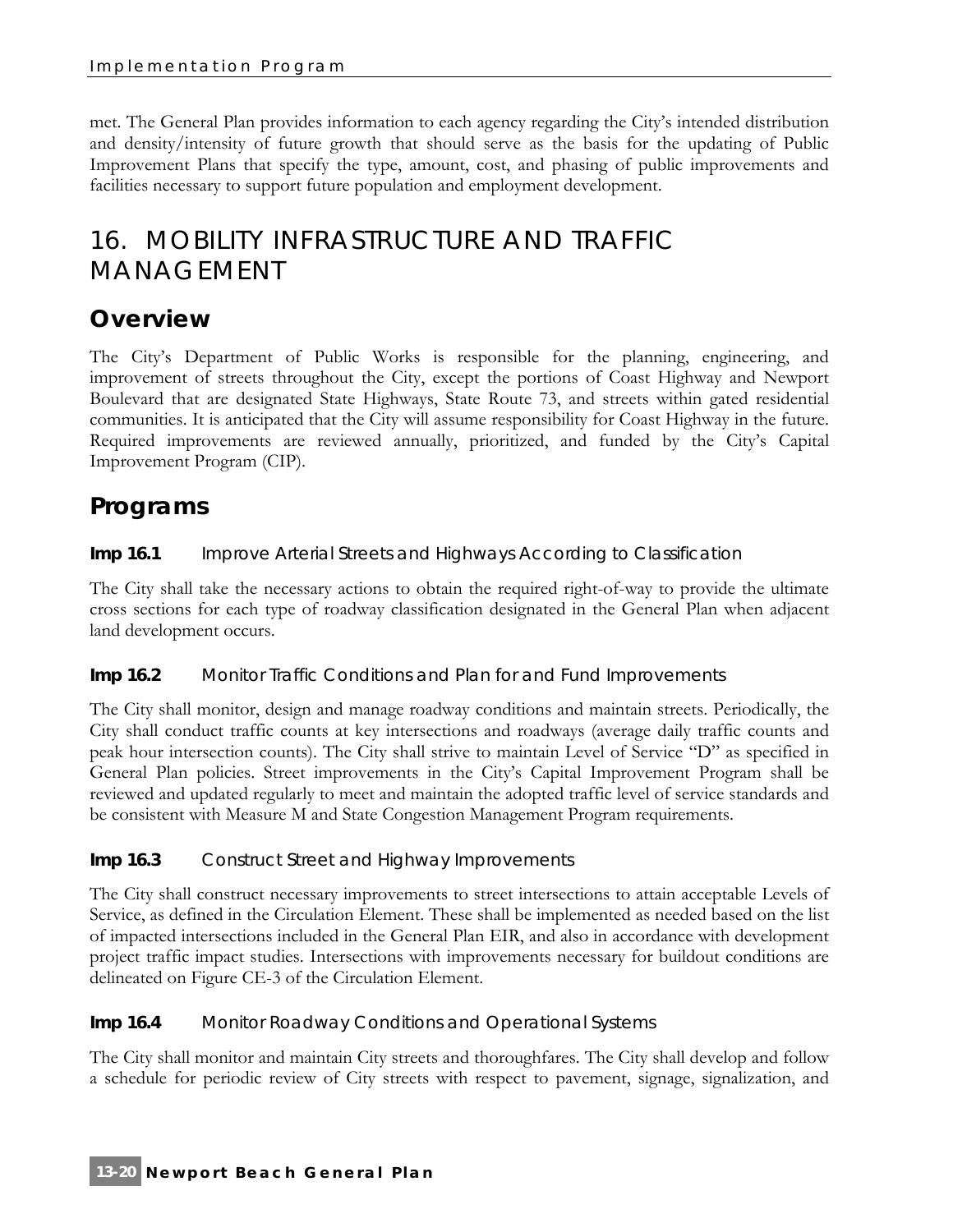met. The General Plan provides information to each agency regarding the City's intended distribution and density/intensity of future growth that should serve as the basis for the updating of Public Improvement Plans that specify the type, amount, cost, and phasing of public improvements and facilities necessary to support future population and employment development.

# 16. MOBILITY INFRASTRUCTURE AND TRAFFIC MANAGEMENT

## Overview

The City's Department of Public Works is responsible for the planning, engineering, and improvement of streets throughout the City, except the portions of Coast Highway and Newport Boulevard that are designated State Highways, State Route 73, and streets within gated residential communities. It is anticipated that the City will assume responsibility for Coast Highway in the future. Required improvements are reviewed annually, prioritized, and funded by the City's Capital Improvement Program (CIP).

## Programs

### Imp 16.1 Improve Arterial Streets and Highways According to Classification

The City shall take the necessary actions to obtain the required right-of-way to provide the ultimate cross sections for each type of roadway classification designated in the General Plan when adjacent land development occurs.

### Imp 16.2 Monitor Traffic Conditions and Plan for and Fund Improvements

The City shall monitor, design and manage roadway conditions and maintain streets. Periodically, the City shall conduct traffic counts at key intersections and roadways (average daily traffic counts and peak hour intersection counts). The City shall strive to maintain Level of Service "D" as specified in General Plan policies. Street improvements in the City's Capital Improvement Program shall be reviewed and updated regularly to meet and maintain the adopted traffic level of service standards and be consistent with Measure M and State Congestion Management Program requirements.

### Imp 16.3 Construct Street and Highway Improvements

The City shall construct necessary improvements to street intersections to attain acceptable Levels of Service, as defined in the Circulation Element. These shall be implemented as needed based on the list of impacted intersections included in the General Plan EIR, and also in accordance with development project traffic impact studies. Intersections with improvements necessary for buildout conditions are delineated on Figure CE-3 of the Circulation Element.

### Imp 16.4 Monitor Roadway Conditions and Operational Systems

The City shall monitor and maintain City streets and thoroughfares. The City shall develop and follow a schedule for periodic review of City streets with respect to pavement, signage, signalization, and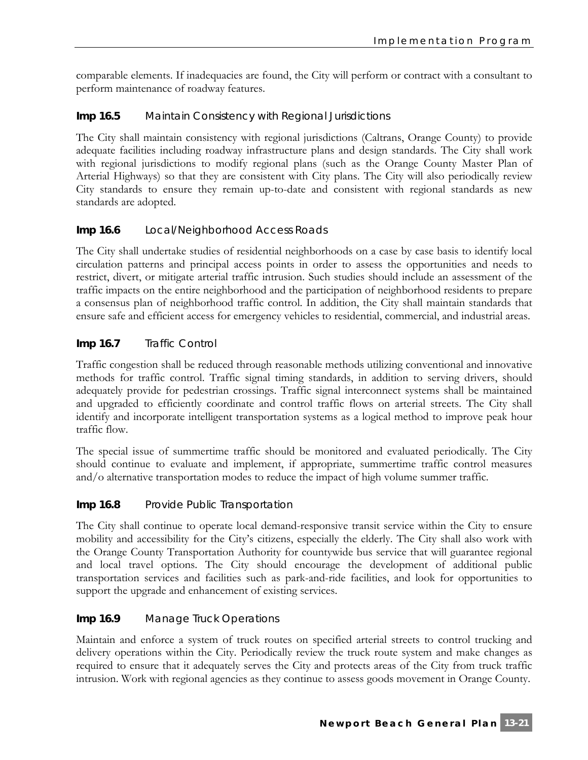comparable elements. If inadequacies are found, the City will perform or contract with a consultant to perform maintenance of roadway features.

### Imp 16.5 Maintain Consistency with Regional Jurisdictions

The City shall maintain consistency with regional jurisdictions (Caltrans, Orange County) to provide adequate facilities including roadway infrastructure plans and design standards. The City shall work with regional jurisdictions to modify regional plans (such as the Orange County Master Plan of Arterial Highways) so that they are consistent with City plans. The City will also periodically review City standards to ensure they remain up-to-date and consistent with regional standards as new standards are adopted.

### Imp 16.6 Local/Neighborhood Access Roads

The City shall undertake studies of residential neighborhoods on a case by case basis to identify local circulation patterns and principal access points in order to assess the opportunities and needs to restrict, divert, or mitigate arterial traffic intrusion. Such studies should include an assessment of the traffic impacts on the entire neighborhood and the participation of neighborhood residents to prepare a consensus plan of neighborhood traffic control. In addition, the City shall maintain standards that ensure safe and efficient access for emergency vehicles to residential, commercial, and industrial areas.

### Imp 16.7 Traffic Control

Traffic congestion shall be reduced through reasonable methods utilizing conventional and innovative methods for traffic control. Traffic signal timing standards, in addition to serving drivers, should adequately provide for pedestrian crossings. Traffic signal interconnect systems shall be maintained and upgraded to efficiently coordinate and control traffic flows on arterial streets. The City shall identify and incorporate intelligent transportation systems as a logical method to improve peak hour traffic flow.

The special issue of summertime traffic should be monitored and evaluated periodically. The City should continue to evaluate and implement, if appropriate, summertime traffic control measures and/o alternative transportation modes to reduce the impact of high volume summer traffic.

### Imp 16.8 Provide Public Transportation

The City shall continue to operate local demand-responsive transit service within the City to ensure mobility and accessibility for the City's citizens, especially the elderly. The City shall also work with the Orange County Transportation Authority for countywide bus service that will guarantee regional and local travel options. The City should encourage the development of additional public transportation services and facilities such as park-and-ride facilities, and look for opportunities to support the upgrade and enhancement of existing services.

### Imp 16.9 Manage Truck Operations

Maintain and enforce a system of truck routes on specified arterial streets to control trucking and delivery operations within the City. Periodically review the truck route system and make changes as required to ensure that it adequately serves the City and protects areas of the City from truck traffic intrusion. Work with regional agencies as they continue to assess goods movement in Orange County.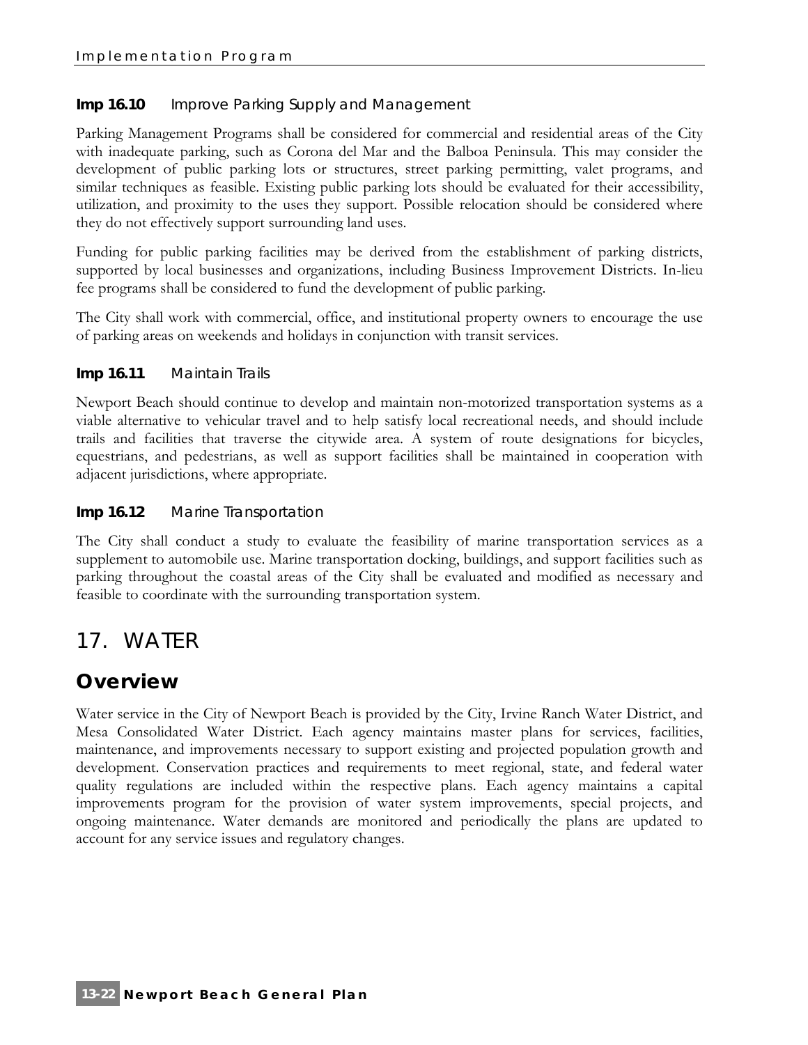### **Imp 16.10** Improve Parking Supply and Management

Parking Management Programs shall be considered for commercial and residential areas of the City with inadequate parking, such as Corona del Mar and the Balboa Peninsula. This may consider the development of public parking lots or structures, street parking permitting, valet programs, and similar techniques as feasible. Existing public parking lots should be evaluated for their accessibility, utilization, and proximity to the uses they support. Possible relocation should be considered where they do not effectively support surrounding land uses.

Funding for public parking facilities may be derived from the establishment of parking districts, supported by local businesses and organizations, including Business Improvement Districts. In-lieu fee programs shall be considered to fund the development of public parking.

The City shall work with commercial, office, and institutional property owners to encourage the use of parking areas on weekends and holidays in conjunction with transit services.

### **Imp 16.11** Maintain Trails

Newport Beach should continue to develop and maintain non-motorized transportation systems as a viable alternative to vehicular travel and to help satisfy local recreational needs, and should include trails and facilities that traverse the citywide area. A system of route designations for bicycles, equestrians, and pedestrians, as well as support facilities shall be maintained in cooperation with adjacent jurisdictions, where appropriate.

### **Imp 16.12** Marine Transportation

The City shall conduct a study to evaluate the feasibility of marine transportation services as a supplement to automobile use. Marine transportation docking, buildings, and support facilities such as parking throughout the coastal areas of the City shall be evaluated and modified as necessary and feasible to coordinate with the surrounding transportation system.

# 17. WATER

## Overview

Water service in the City of Newport Beach is provided by the City, Irvine Ranch Water District, and Mesa Consolidated Water District. Each agency maintains master plans for services, facilities, maintenance, and improvements necessary to support existing and projected population growth and development. Conservation practices and requirements to meet regional, state, and federal water quality regulations are included within the respective plans. Each agency maintains a capital improvements program for the provision of water system improvements, special projects, and ongoing maintenance. Water demands are monitored and periodically the plans are updated to account for any service issues and regulatory changes.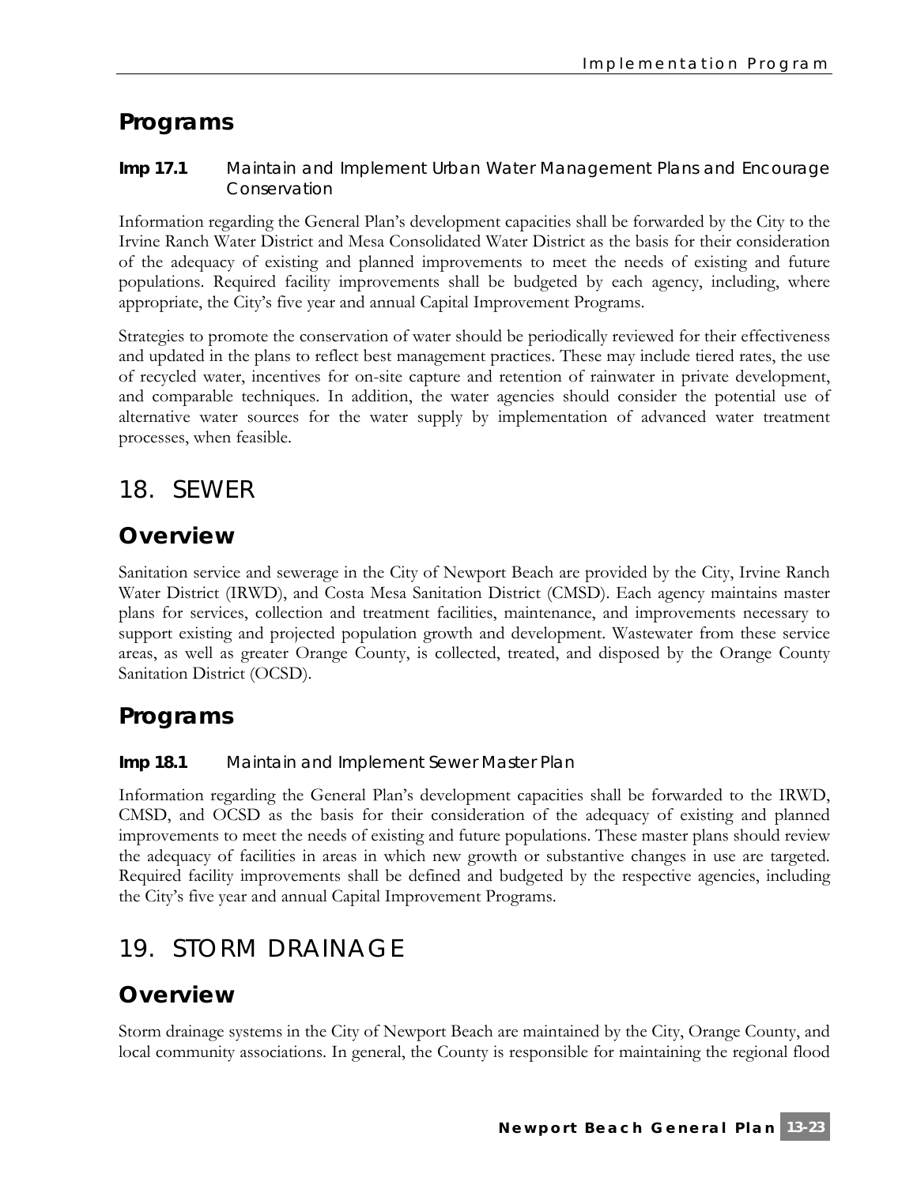## Programs

#### Imp 17.1 Maintain and Implement Urban Water Management Plans and Encourage Conservation

Information regarding the General Plan's development capacities shall be forwarded by the City to the Irvine Ranch Water District and Mesa Consolidated Water District as the basis for their consideration of the adequacy of existing and planned improvements to meet the needs of existing and future populations. Required facility improvements shall be budgeted by each agency, including, where appropriate, the City's five year and annual Capital Improvement Programs.

Strategies to promote the conservation of water should be periodically reviewed for their effectiveness and updated in the plans to reflect best management practices. These may include tiered rates, the use of recycled water, incentives for on-site capture and retention of rainwater in private development, and comparable techniques. In addition, the water agencies should consider the potential use of alternative water sources for the water supply by implementation of advanced water treatment processes, when feasible.

# 18. SEWER

## Overview

Sanitation service and sewerage in the City of Newport Beach are provided by the City, Irvine Ranch Water District (IRWD), and Costa Mesa Sanitation District (CMSD). Each agency maintains master plans for services, collection and treatment facilities, maintenance, and improvements necessary to support existing and projected population growth and development. Wastewater from these service areas, as well as greater Orange County, is collected, treated, and disposed by the Orange County Sanitation District (OCSD).

## Programs

#### Imp 18.1 Maintain and Implement Sewer Master Plan

Information regarding the General Plan's development capacities shall be forwarded to the IRWD, CMSD, and OCSD as the basis for their consideration of the adequacy of existing and planned improvements to meet the needs of existing and future populations. These master plans should review the adequacy of facilities in areas in which new growth or substantive changes in use are targeted. Required facility improvements shall be defined and budgeted by the respective agencies, including the City's five year and annual Capital Improvement Programs.

# 19. STORM DRAINAGE

## Overview

Storm drainage systems in the City of Newport Beach are maintained by the City, Orange County, and local community associations. In general, the County is responsible for maintaining the regional flood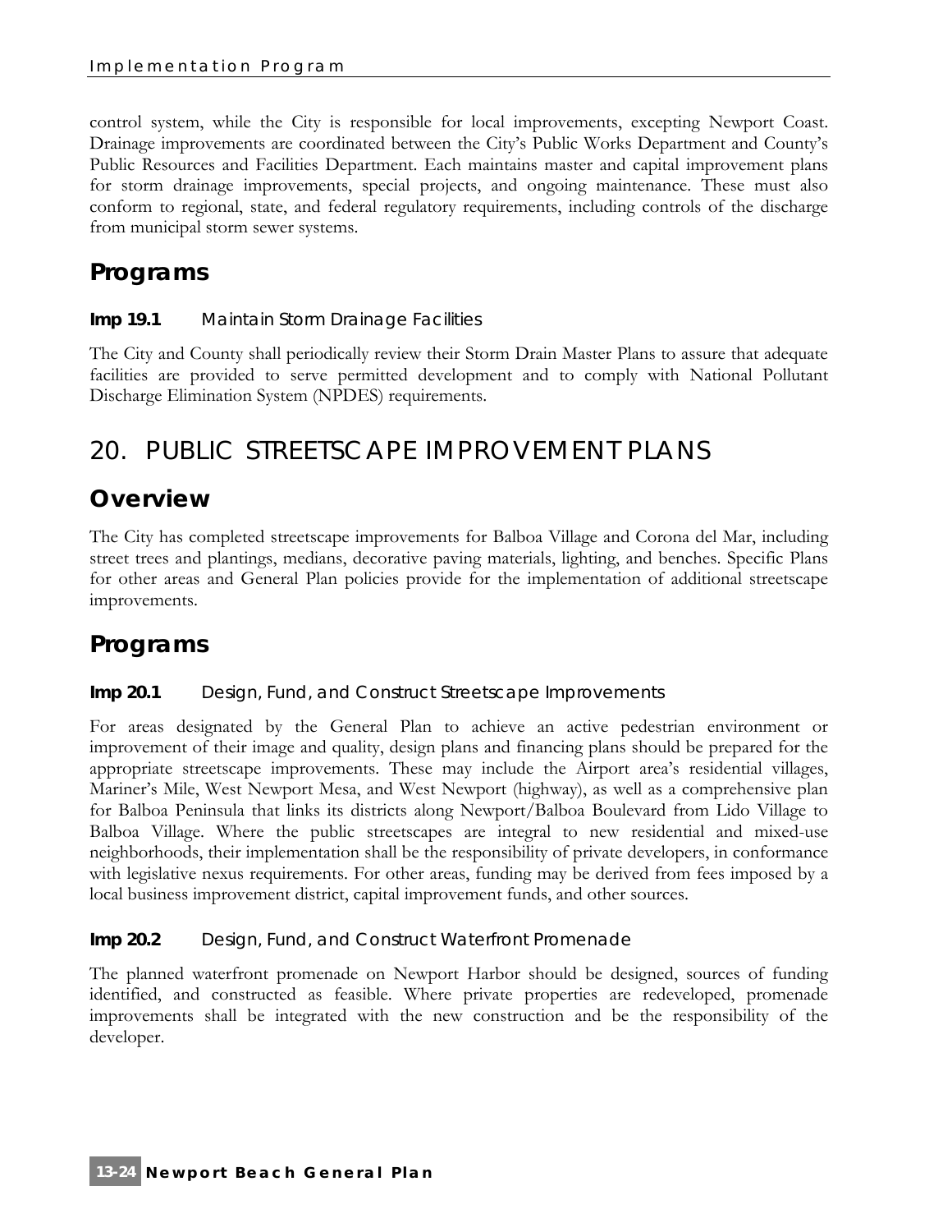control system, while the City is responsible for local improvements, excepting Newport Coast. Drainage improvements are coordinated between the City's Public Works Department and County's Public Resources and Facilities Department. Each maintains master and capital improvement plans for storm drainage improvements, special projects, and ongoing maintenance. These must also conform to regional, state, and federal regulatory requirements, including controls of the discharge from municipal storm sewer systems.

## Programs

#### Imp 19.1 Maintain Storm Drainage Facilities

The City and County shall periodically review their Storm Drain Master Plans to assure that adequate facilities are provided to serve permitted development and to comply with National Pollutant Discharge Elimination System (NPDES) requirements.

# 20. PUBLIC STREETSCAPE IMPROVEMENT PLANS

## Overview

The City has completed streetscape improvements for Balboa Village and Corona del Mar, including street trees and plantings, medians, decorative paving materials, lighting, and benches. Specific Plans for other areas and General Plan policies provide for the implementation of additional streetscape improvements.

## Programs

#### Imp 20.1 Design, Fund, and Construct Streetscape Improvements

For areas designated by the General Plan to achieve an active pedestrian environment or improvement of their image and quality, design plans and financing plans should be prepared for the appropriate streetscape improvements. These may include the Airport area's residential villages, Mariner's Mile, West Newport Mesa, and West Newport (highway), as well as a comprehensive plan for Balboa Peninsula that links its districts along Newport/Balboa Boulevard from Lido Village to Balboa Village. Where the public streetscapes are integral to new residential and mixed-use neighborhoods, their implementation shall be the responsibility of private developers, in conformance with legislative nexus requirements. For other areas, funding may be derived from fees imposed by a local business improvement district, capital improvement funds, and other sources.

#### Imp 20.2 Design, Fund, and Construct Waterfront Promenade

The planned waterfront promenade on Newport Harbor should be designed, sources of funding identified, and constructed as feasible. Where private properties are redeveloped, promenade improvements shall be integrated with the new construction and be the responsibility of the developer.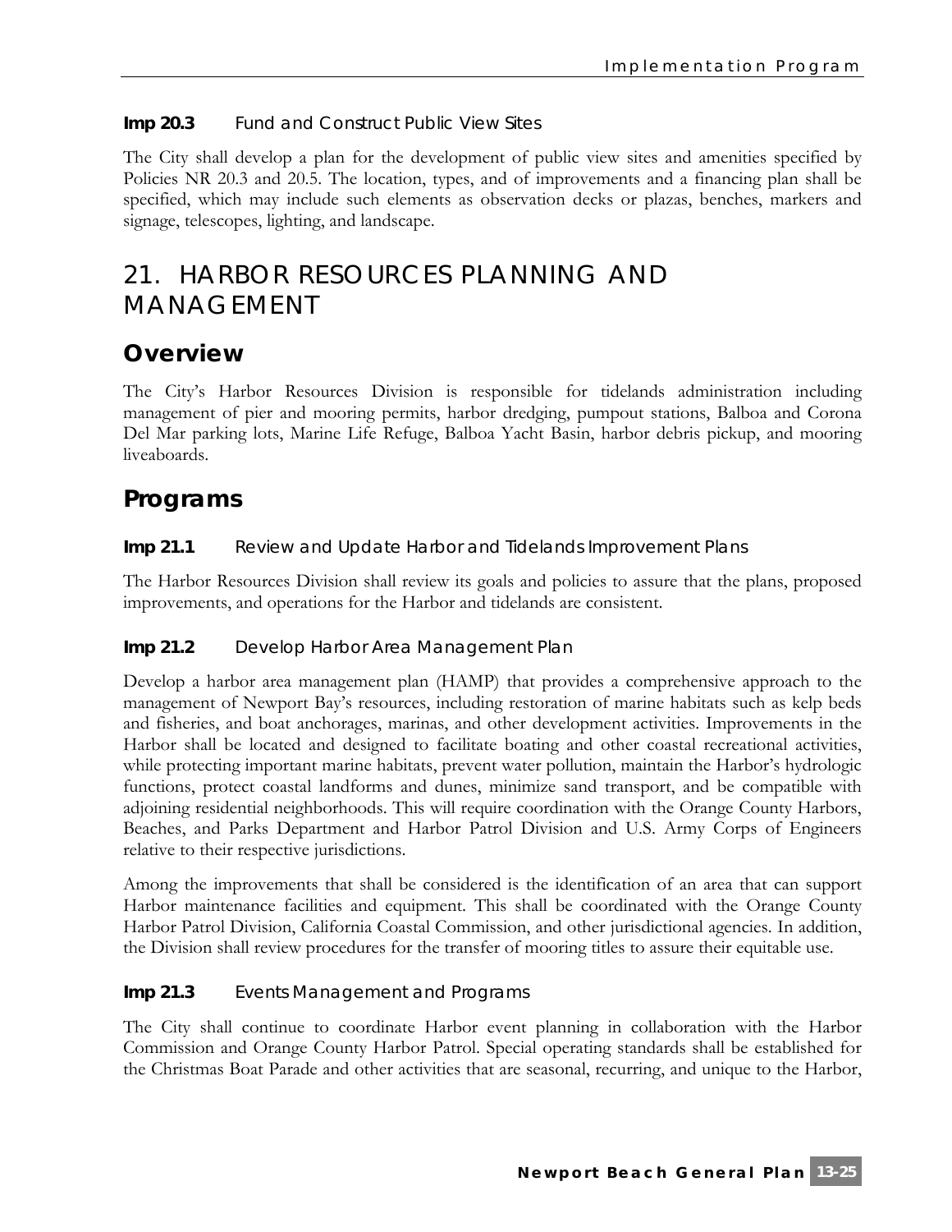**Imp 20.3** Fund and Construct Public View Sites

The City shall develop a plan for the development of public view sites and amenities specified by Policies NR 20.3 and 20.5. The location, types, and of improvements and a financing plan shall be specified, which may include such elements as observation decks or plazas, benches, markers and signage, telescopes, lighting, and landscape.

# 21. HARBOR RESOURCES PLANNING AND MANAGEMENT

## Overview

The City's Harbor Resources Division is responsible for tidelands administration including management of pier and mooring permits, harbor dredging, pumpout stations, Balboa and Corona Del Mar parking lots, Marine Life Refuge, Balboa Yacht Basin, harbor debris pickup, and mooring liveaboards.

## Programs

**Imp 21.1** Review and Update Harbor and Tidelands Improvement Plans

The Harbor Resources Division shall review its goals and policies to assure that the plans, proposed improvements, and operations for the Harbor and tidelands are consistent.

**Imp 21.2** Develop Harbor Area Management Plan

Develop a harbor area management plan (HAMP) that provides a comprehensive approach to the management of Newport Bay's resources, including restoration of marine habitats such as kelp beds and fisheries, and boat anchorages, marinas, and other development activities. Improvements in the Harbor shall be located and designed to facilitate boating and other coastal recreational activities, while protecting important marine habitats, prevent water pollution, maintain the Harbor's hydrologic functions, protect coastal landforms and dunes, minimize sand transport, and be compatible with adjoining residential neighborhoods. This will require coordination with the Orange County Harbors, Beaches, and Parks Department and Harbor Patrol Division and U.S. Army Corps of Engineers relative to their respective jurisdictions.

Among the improvements that shall be considered is the identification of an area that can support Harbor maintenance facilities and equipment. This shall be coordinated with the Orange County Harbor Patrol Division, California Coastal Commission, and other jurisdictional agencies. In addition, the Division shall review procedures for the transfer of mooring titles to assure their equitable use.

**Imp 21.3** Events Management and Programs

The City shall continue to coordinate Harbor event planning in collaboration with the Harbor Commission and Orange County Harbor Patrol. Special operating standards shall be established for the Christmas Boat Parade and other activities that are seasonal, recurring, and unique to the Harbor,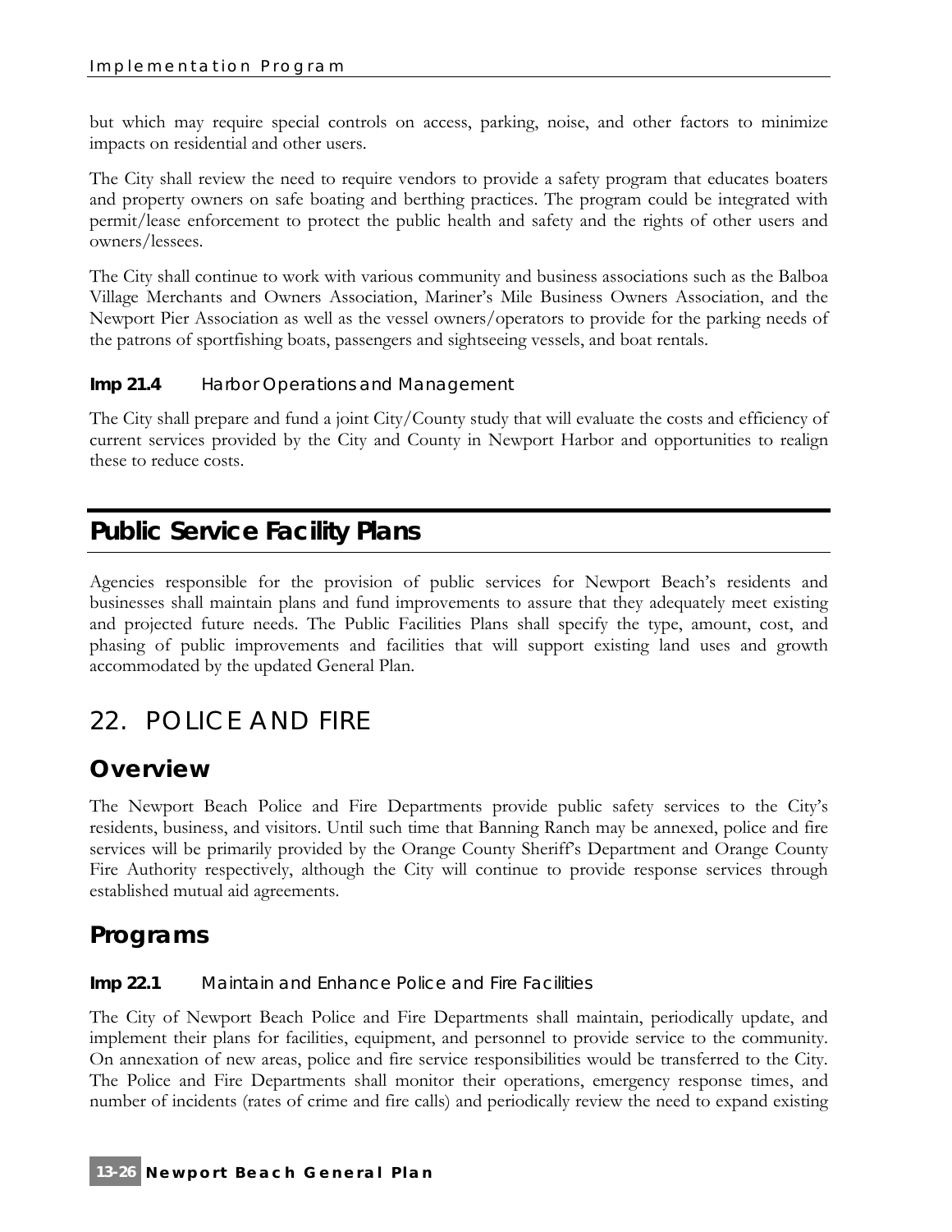but which may require special controls on access, parking, noise, and other factors to minimize impacts on residential and other users.

The City shall review the need to require vendors to provide a safety program that educates boaters and property owners on safe boating and berthing practices. The program could be integrated with permit/lease enforcement to protect the public health and safety and the rights of other users and owners/lessees.

The City shall continue to work with various community and business associations such as the Balboa Village Merchants and Owners Association, Mariner's Mile Business Owners Association, and the Newport Pier Association as well as the vessel owners/operators to provide for the parking needs of the patrons of sportfishing boats, passengers and sightseeing vessels, and boat rentals.

#### Imp 21.4 Harbor Operations and Management

The City shall prepare and fund a joint City/County study that will evaluate the costs and efficiency of current services provided by the City and County in Newport Harbor and opportunities to realign these to reduce costs.

# Public Service Facility Plans

Agencies responsible for the provision of public services for Newport Beach's residents and businesses shall maintain plans and fund improvements to assure that they adequately meet existing and projected future needs. The Public Facilities Plans shall specify the type, amount, cost, and phasing of public improvements and facilities that will support existing land uses and growth accommodated by the updated General Plan.

## 22. POLICE AND FIRE

### Overview

The Newport Beach Police and Fire Departments provide public safety services to the City's residents, business, and visitors. Until such time that Banning Ranch may be annexed, police and fire services will be primarily provided by the Orange County Sheriff's Department and Orange County Fire Authority respectively, although the City will continue to provide response services through established mutual aid agreements.

### Programs

#### Imp 22.1 Maintain and Enhance Police and Fire Facilities

The City of Newport Beach Police and Fire Departments shall maintain, periodically update, and implement their plans for facilities, equipment, and personnel to provide service to the community. On annexation of new areas, police and fire service responsibilities would be transferred to the City. The Police and Fire Departments shall monitor their operations, emergency response times, and number of incidents (rates of crime and fire calls) and periodically review the need to expand existing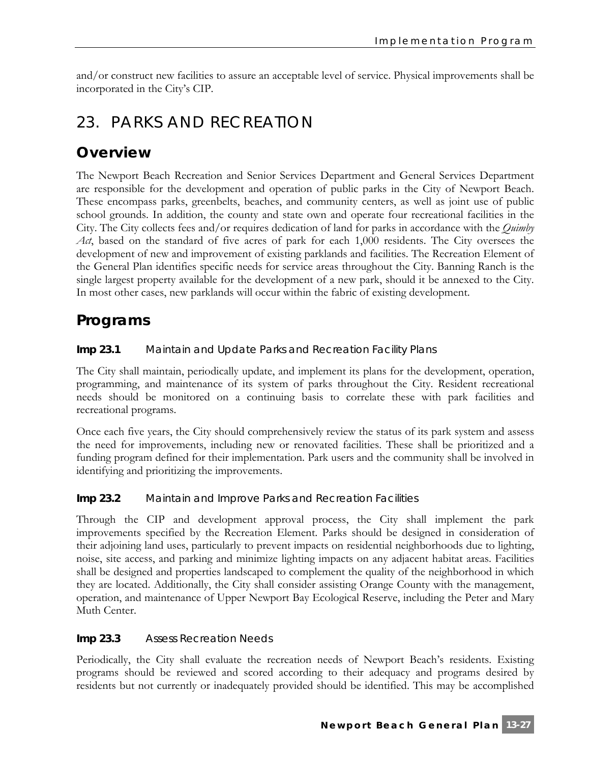and/or construct new facilities to assure an acceptable level of service. Physical improvements shall be incorporated in the City's CIP.

# 23. PARKS AND RECREATION

## Overview

The Newport Beach Recreation and Senior Services Department and General Services Department are responsible for the development and operation of public parks in the City of Newport Beach. These encompass parks, greenbelts, beaches, and community centers, as well as joint use of public school grounds. In addition, the county and state own and operate four recreational facilities in the City. The City collects fees and/or requires dedication of land for parks in accordance with the *Quimby Act*, based on the standard of five acres of park for each 1,000 residents. The City oversees the development of new and improvement of existing parklands and facilities. The Recreation Element of the General Plan identifies specific needs for service areas throughout the City. Banning Ranch is the single largest property available for the development of a new park, should it be annexed to the City. In most other cases, new parklands will occur within the fabric of existing development.

## Programs

### Imp 23.1 Maintain and Update Parks and Recreation Facility Plans

The City shall maintain, periodically update, and implement its plans for the development, operation, programming, and maintenance of its system of parks throughout the City. Resident recreational needs should be monitored on a continuing basis to correlate these with park facilities and recreational programs.

Once each five years, the City should comprehensively review the status of its park system and assess the need for improvements, including new or renovated facilities. These shall be prioritized and a funding program defined for their implementation. Park users and the community shall be involved in identifying and prioritizing the improvements.

### Imp 23.2 Maintain and Improve Parks and Recreation Facilities

Through the CIP and development approval process, the City shall implement the park improvements specified by the Recreation Element. Parks should be designed in consideration of their adjoining land uses, particularly to prevent impacts on residential neighborhoods due to lighting, noise, site access, and parking and minimize lighting impacts on any adjacent habitat areas. Facilities shall be designed and properties landscaped to complement the quality of the neighborhood in which they are located. Additionally, the City shall consider assisting Orange County with the management, operation, and maintenance of Upper Newport Bay Ecological Reserve, including the Peter and Mary Muth Center.

### Imp 23.3 Assess Recreation Needs

Periodically, the City shall evaluate the recreation needs of Newport Beach's residents. Existing programs should be reviewed and scored according to their adequacy and programs desired by residents but not currently or inadequately provided should be identified. This may be accomplished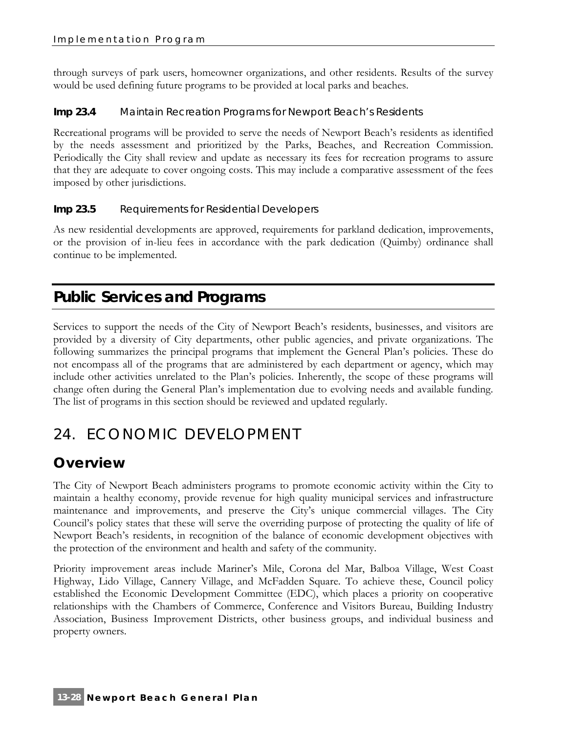through surveys of park users, homeowner organizations, and other residents. Results of the survey would be used defining future programs to be provided at local parks and beaches.

#### Imp 23.4 Maintain Recreation Programs for Newport Beach's Residents

Recreational programs will be provided to serve the needs of Newport Beach's residents as identified by the needs assessment and prioritized by the Parks, Beaches, and Recreation Commission. Periodically the City shall review and update as necessary its fees for recreation programs to assure that they are adequate to cover ongoing costs. This may include a comparative assessment of the fees imposed by other jurisdictions.

#### Imp 23.5 Requirements for Residential Developers

As new residential developments are approved, requirements for parkland dedication, improvements, or the provision of in-lieu fees in accordance with the park dedication (Quimby) ordinance shall continue to be implemented.

# Public Services and Programs

Services to support the needs of the City of Newport Beach's residents, businesses, and visitors are provided by a diversity of City departments, other public agencies, and private organizations. The following summarizes the principal programs that implement the General Plan's policies. These do not encompass all of the programs that are administered by each department or agency, which may include other activities unrelated to the Plan's policies. Inherently, the scope of these programs will change often during the General Plan's implementation due to evolving needs and available funding. The list of programs in this section should be reviewed and updated regularly.

## 24. ECONOMIC DEVELOPMENT

### Overview

The City of Newport Beach administers programs to promote economic activity within the City to maintain a healthy economy, provide revenue for high quality municipal services and infrastructure maintenance and improvements, and preserve the City's unique commercial villages. The City Council's policy states that these will serve the overriding purpose of protecting the quality of life of Newport Beach's residents, in recognition of the balance of economic development objectives with the protection of the environment and health and safety of the community.

Priority improvement areas include Mariner's Mile, Corona del Mar, Balboa Village, West Coast Highway, Lido Village, Cannery Village, and McFadden Square. To achieve these, Council policy established the Economic Development Committee (EDC), which places a priority on cooperative relationships with the Chambers of Commerce, Conference and Visitors Bureau, Building Industry Association, Business Improvement Districts, other business groups, and individual business and property owners.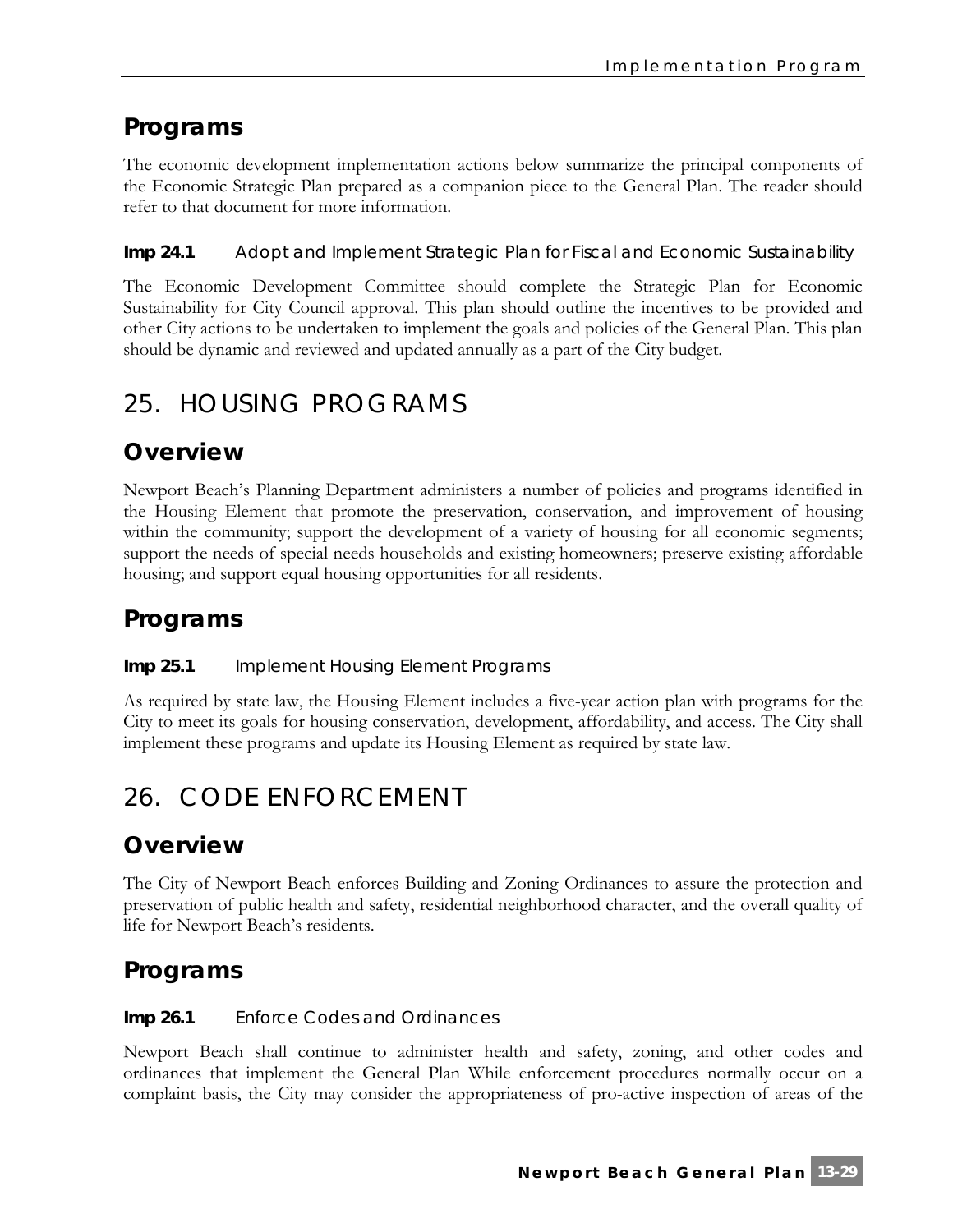## Programs

The economic development implementation actions below summarize the principal components of the Economic Strategic Plan prepared as a companion piece to the General Plan. The reader should refer to that document for more information.

### Imp 24.1 Adopt and Implement Strategic Plan for Fiscal and Economic Sustainability

The Economic Development Committee should complete the Strategic Plan for Economic Sustainability for City Council approval. This plan should outline the incentives to be provided and other City actions to be undertaken to implement the goals and policies of the General Plan. This plan should be dynamic and reviewed and updated annually as a part of the City budget.

# 25. HOUSING PROGRAMS

## Overview

Newport Beach's Planning Department administers a number of policies and programs identified in the Housing Element that promote the preservation, conservation, and improvement of housing within the community; support the development of a variety of housing for all economic segments; support the needs of special needs households and existing homeowners; preserve existing affordable housing; and support equal housing opportunities for all residents.

## Programs

### Imp 25.1 Implement Housing Element Programs

As required by state law, the Housing Element includes a five-year action plan with programs for the City to meet its goals for housing conservation, development, affordability, and access. The City shall implement these programs and update its Housing Element as required by state law.

# 26. CODE ENFORCEMENT

## Overview

The City of Newport Beach enforces Building and Zoning Ordinances to assure the protection and preservation of public health and safety, residential neighborhood character, and the overall quality of life for Newport Beach's residents.

## Programs

### Imp 26.1 Enforce Codes and Ordinances

Newport Beach shall continue to administer health and safety, zoning, and other codes and ordinances that implement the General Plan While enforcement procedures normally occur on a complaint basis, the City may consider the appropriateness of pro-active inspection of areas of the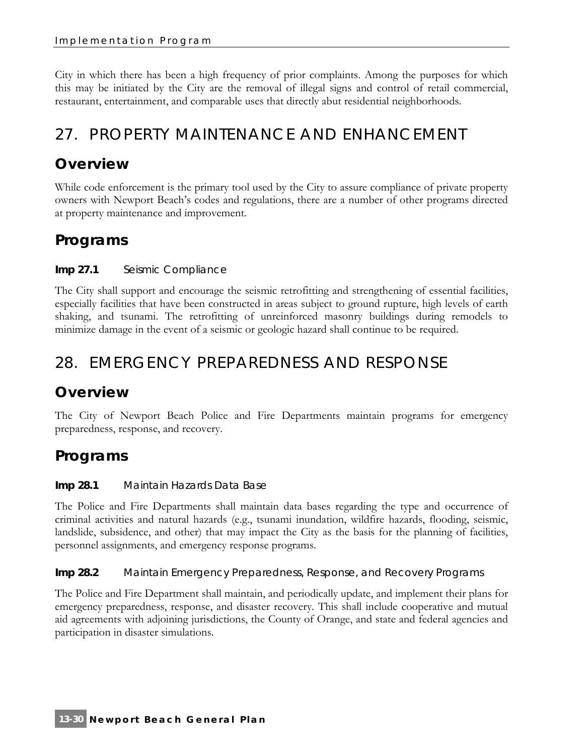City in which there has been a high frequency of prior complaints. Among the purposes for which this may be initiated by the City are the removal of illegal signs and control of retail commercial, restaurant, entertainment, and comparable uses that directly abut residential neighborhoods.

# 27. PROPERTY MAINTENANCE AND ENHANCEMENT

## Overview

While code enforcement is the primary tool used by the City to assure compliance of private property owners with Newport Beach's codes and regulations, there are a number of other programs directed at property maintenance and improvement.

## Programs

### **Imp 27.1** Seismic Compliance

The City shall support and encourage the seismic retrofitting and strengthening of essential facilities, especially facilities that have been constructed in areas subject to ground rupture, high levels of earth shaking, and tsunami. The retrofitting of unreinforced masonry buildings during remodels to minimize damage in the event of a seismic or geologic hazard shall continue to be required.

# 28. EMERGENCY PREPAREDNESS AND RESPONSE

## Overview

The City of Newport Beach Police and Fire Departments maintain programs for emergency preparedness, response, and recovery.

## Programs

### **Imp 28.1** Maintain Hazards Data Base

The Police and Fire Departments shall maintain data bases regarding the type and occurrence of criminal activities and natural hazards (e.g., tsunami inundation, wildfire hazards, flooding, seismic, landslide, subsidence, and other) that may impact the City as the basis for the planning of facilities, personnel assignments, and emergency response programs.

### **Imp 28.2** Maintain Emergency Preparedness, Response, and Recovery Programs

The Police and Fire Department shall maintain, and periodically update, and implement their plans for emergency preparedness, response, and disaster recovery. This shall include cooperative and mutual aid agreements with adjoining jurisdictions, the County of Orange, and state and federal agencies and participation in disaster simulations.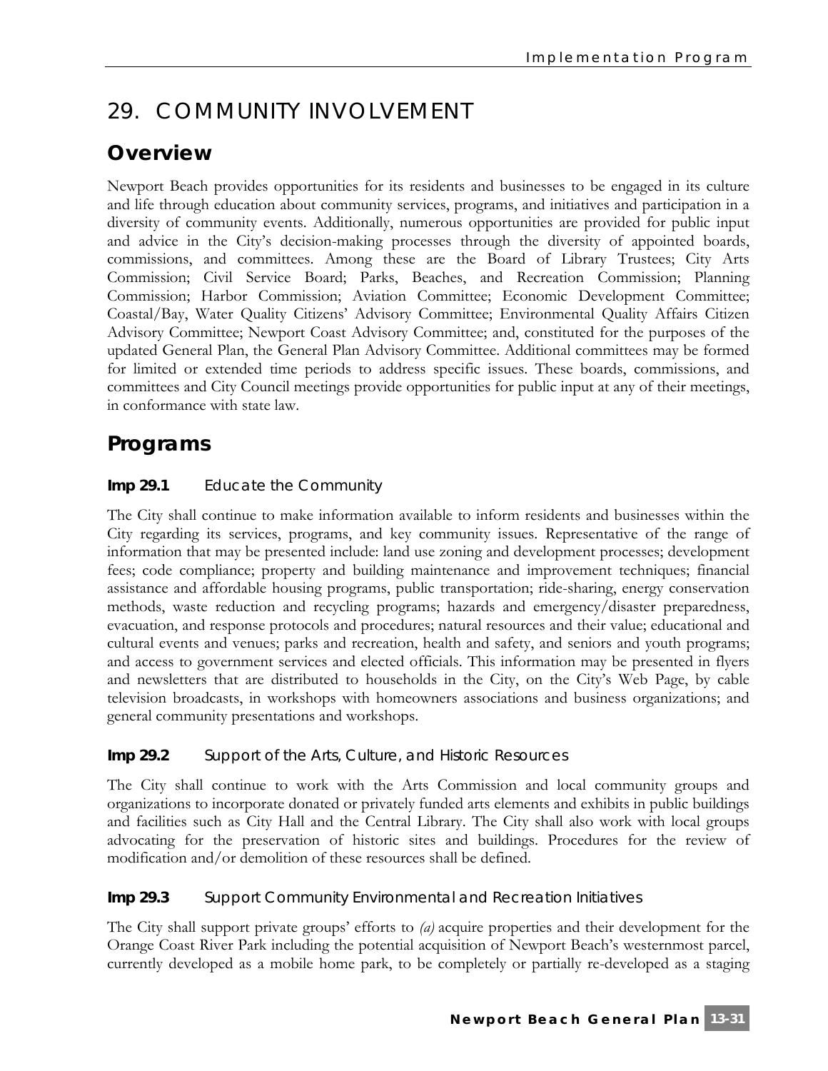# 29. COMMUNITY INVOLVEMENT

## Overview

Newport Beach provides opportunities for its residents and businesses to be engaged in its culture and life through education about community services, programs, and initiatives and participation in a diversity of community events. Additionally, numerous opportunities are provided for public input and advice in the City's decision-making processes through the diversity of appointed boards, commissions, and committees. Among these are the Board of Library Trustees; City Arts Commission; Civil Service Board; Parks, Beaches, and Recreation Commission; Planning Commission; Harbor Commission; Aviation Committee; Economic Development Committee; Coastal/Bay, Water Quality Citizens' Advisory Committee; Environmental Quality Affairs Citizen Advisory Committee; Newport Coast Advisory Committee; and, constituted for the purposes of the updated General Plan, the General Plan Advisory Committee. Additional committees may be formed for limited or extended time periods to address specific issues. These boards, commissions, and committees and City Council meetings provide opportunities for public input at any of their meetings, in conformance with state law.

## Programs

### Imp 29.1 Educate the Community

The City shall continue to make information available to inform residents and businesses within the City regarding its services, programs, and key community issues. Representative of the range of information that may be presented include: land use zoning and development processes; development fees; code compliance; property and building maintenance and improvement techniques; financial assistance and affordable housing programs, public transportation; ride-sharing, energy conservation methods, waste reduction and recycling programs; hazards and emergency/disaster preparedness, evacuation, and response protocols and procedures; natural resources and their value; educational and cultural events and venues; parks and recreation, health and safety, and seniors and youth programs; and access to government services and elected officials. This information may be presented in flyers and newsletters that are distributed to households in the City, on the City's Web Page, by cable television broadcasts, in workshops with homeowners associations and business organizations; and general community presentations and workshops.

### Imp 29.2 Support of the Arts, Culture, and Historic Resources

The City shall continue to work with the Arts Commission and local community groups and organizations to incorporate donated or privately funded arts elements and exhibits in public buildings and facilities such as City Hall and the Central Library. The City shall also work with local groups advocating for the preservation of historic sites and buildings. Procedures for the review of modification and/or demolition of these resources shall be defined.

### Imp 29.3 Support Community Environmental and Recreation Initiatives

The City shall support private groups' efforts to *(a)* acquire properties and their development for the Orange Coast River Park including the potential acquisition of Newport Beach's westernmost parcel, currently developed as a mobile home park, to be completely or partially re-developed as a staging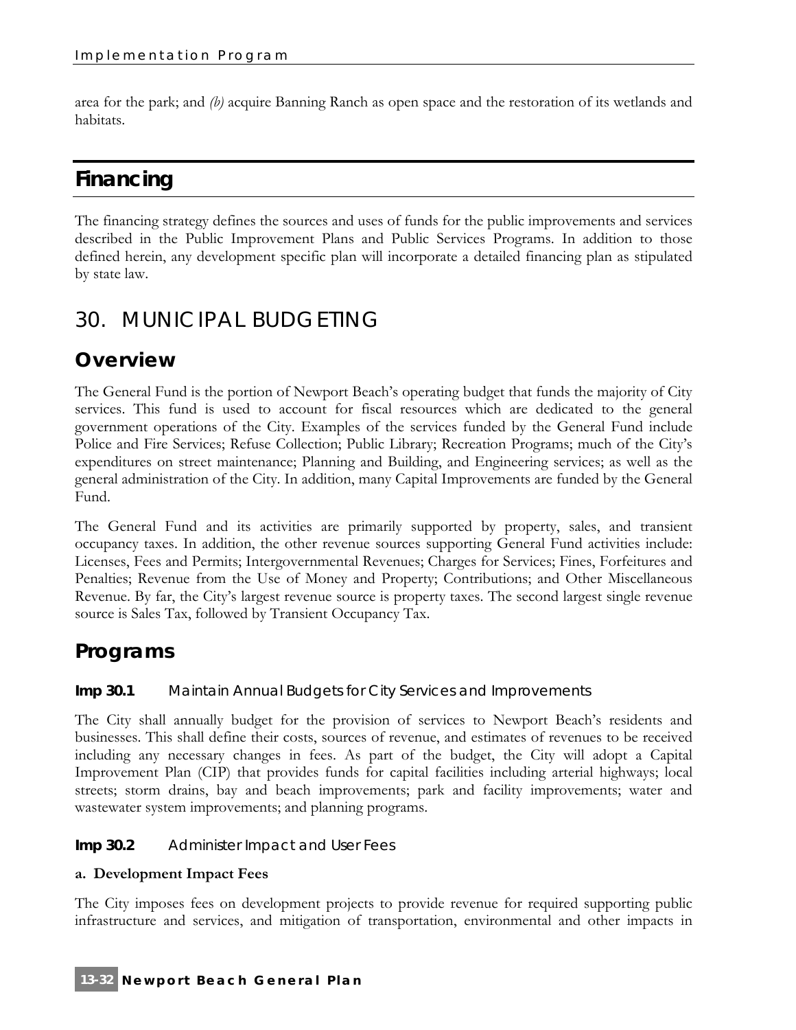area for the park; and *(b)* acquire Banning Ranch as open space and the restoration of its wetlands and habitats.

# Financing

The financing strategy defines the sources and uses of funds for the public improvements and services described in the Public Improvement Plans and Public Services Programs. In addition to those defined herein, any development specific plan will incorporate a detailed financing plan as stipulated by state law.

## 30. MUNICIPAL BUDGETING

### Overview

The General Fund is the portion of Newport Beach's operating budget that funds the majority of City services. This fund is used to account for fiscal resources which are dedicated to the general government operations of the City. Examples of the services funded by the General Fund include Police and Fire Services; Refuse Collection; Public Library; Recreation Programs; much of the City's expenditures on street maintenance; Planning and Building, and Engineering services; as well as the general administration of the City. In addition, many Capital Improvements are funded by the General Fund.

The General Fund and its activities are primarily supported by property, sales, and transient occupancy taxes. In addition, the other revenue sources supporting General Fund activities include: Licenses, Fees and Permits; Intergovernmental Revenues; Charges for Services; Fines, Forfeitures and Penalties; Revenue from the Use of Money and Property; Contributions; and Other Miscellaneous Revenue. By far, the City's largest revenue source is property taxes. The second largest single revenue source is Sales Tax, followed by Transient Occupancy Tax.

### Programs

#### Imp 30.1 Maintain Annual Budgets for City Services and Improvements

The City shall annually budget for the provision of services to Newport Beach's residents and businesses. This shall define their costs, sources of revenue, and estimates of revenues to be received including any necessary changes in fees. As part of the budget, the City will adopt a Capital Improvement Plan (CIP) that provides funds for capital facilities including arterial highways; local streets; storm drains, bay and beach improvements; park and facility improvements; water and wastewater system improvements; and planning programs.

#### Imp 30.2 Administer Impact and User Fees

**a. Development Impact Fees**

The City imposes fees on development projects to provide revenue for required supporting public infrastructure and services, and mitigation of transportation, environmental and other impacts in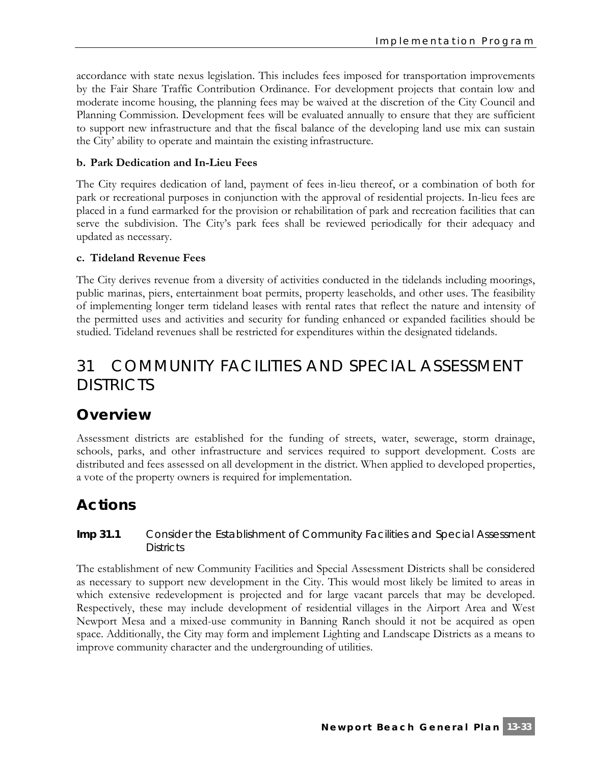accordance with state nexus legislation. This includes fees imposed for transportation improvements by the Fair Share Traffic Contribution Ordinance. For development projects that contain low and moderate income housing, the planning fees may be waived at the discretion of the City Council and Planning Commission. Development fees will be evaluated annually to ensure that they are sufficient to support new infrastructure and that the fiscal balance of the developing land use mix can sustain the City' ability to operate and maintain the existing infrastructure.

**b. Park Dedication and In-Lieu Fees**

The City requires dedication of land, payment of fees in-lieu thereof, or a combination of both for park or recreational purposes in conjunction with the approval of residential projects. In-lieu fees are placed in a fund earmarked for the provision or rehabilitation of park and recreation facilities that can serve the subdivision. The City's park fees shall be reviewed periodically for their adequacy and updated as necessary.

**c. Tideland Revenue Fees**

The City derives revenue from a diversity of activities conducted in the tidelands including moorings, public marinas, piers, entertainment boat permits, property leaseholds, and other uses. The feasibility of implementing longer term tideland leases with rental rates that reflect the nature and intensity of the permitted uses and activities and security for funding enhanced or expanded facilities should be studied. Tideland revenues shall be restricted for expenditures within the designated tidelands.

# 31 COMMUNITY FACILITIES AND SPECIAL ASSESSMENT DISTRICTS

## Overview

Assessment districts are established for the funding of streets, water, sewerage, storm drainage, schools, parks, and other infrastructure and services required to support development. Costs are distributed and fees assessed on all development in the district. When applied to developed properties, a vote of the property owners is required for implementation.

## Actions

### Imp 31.1 Consider the Establishment of Community Facilities and Special Assessment Districts

The establishment of new Community Facilities and Special Assessment Districts shall be considered as necessary to support new development in the City. This would most likely be limited to areas in which extensive redevelopment is projected and for large vacant parcels that may be developed. Respectively, these may include development of residential villages in the Airport Area and West Newport Mesa and a mixed-use community in Banning Ranch should it not be acquired as open space. Additionally, the City may form and implement Lighting and Landscape Districts as a means to improve community character and the undergrounding of utilities.